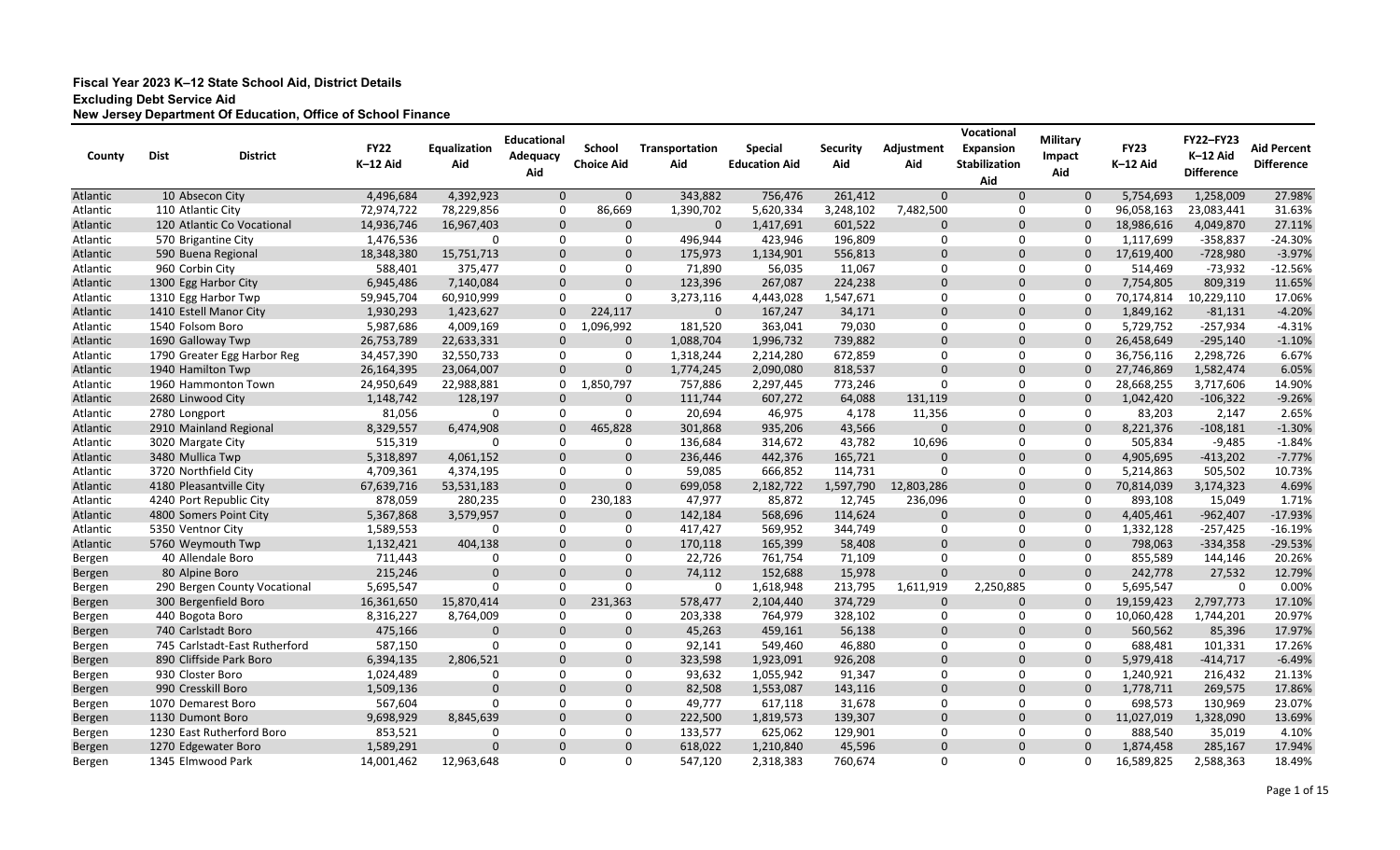**Fiscal Year 2023 K–12 State School Aid, District Details**
**Excluding Debt Service Aid**
**New Jersey Department Of Education, Office of School Finance**

| County | Dist | District | FY22 K–12 Aid | Equalization Aid | Educational Adequacy Aid | School Choice Aid | Transportation Aid | Special Education Aid | Security Aid | Adjustment Aid | Vocational Expansion Stabilization Aid | Military Impact Aid | FY23 K–12 Aid | FY22–FY23 K–12 Aid Difference | Aid Percent Difference |
|---|---|---|---|---|---|---|---|---|---|---|---|---|---|---|---|
| Atlantic | 10 | Absecon City | 4,496,684 | 4,392,923 | 0 | 0 | 343,882 | 756,476 | 261,412 | 0 | 0 | 0 | 5,754,693 | 1,258,009 | 27.98% |
| Atlantic | 110 | Atlantic City | 72,974,722 | 78,229,856 | 0 | 86,669 | 1,390,702 | 5,620,334 | 3,248,102 | 7,482,500 | 0 | 0 | 96,058,163 | 23,083,441 | 31.63% |
| Atlantic | 120 | Atlantic Co Vocational | 14,936,746 | 16,967,403 | 0 | 0 | 0 | 1,417,691 | 601,522 | 0 | 0 | 0 | 18,986,616 | 4,049,870 | 27.11% |
| Atlantic | 570 | Brigantine City | 1,476,536 | 0 | 0 | 0 | 496,944 | 423,946 | 196,809 | 0 | 0 | 0 | 1,117,699 | -358,837 | -24.30% |
| Atlantic | 590 | Buena Regional | 18,348,380 | 15,751,713 | 0 | 0 | 175,973 | 1,134,901 | 556,813 | 0 | 0 | 0 | 17,619,400 | -728,980 | -3.97% |
| Atlantic | 960 | Corbin City | 588,401 | 375,477 | 0 | 0 | 71,890 | 56,035 | 11,067 | 0 | 0 | 0 | 514,469 | -73,932 | -12.56% |
| Atlantic | 1300 | Egg Harbor City | 6,945,486 | 7,140,084 | 0 | 0 | 123,396 | 267,087 | 224,238 | 0 | 0 | 0 | 7,754,805 | 809,319 | 11.65% |
| Atlantic | 1310 | Egg Harbor Twp | 59,945,704 | 60,910,999 | 0 | 0 | 3,273,116 | 4,443,028 | 1,547,671 | 0 | 0 | 0 | 70,174,814 | 10,229,110 | 17.06% |
| Atlantic | 1410 | Estell Manor City | 1,930,293 | 1,423,627 | 0 | 224,117 | 0 | 167,247 | 34,171 | 0 | 0 | 0 | 1,849,162 | -81,131 | -4.20% |
| Atlantic | 1540 | Folsom Boro | 5,987,686 | 4,009,169 | 0 | 1,096,992 | 181,520 | 363,041 | 79,030 | 0 | 0 | 0 | 5,729,752 | -257,934 | -4.31% |
| Atlantic | 1690 | Galloway Twp | 26,753,789 | 22,633,331 | 0 | 0 | 1,088,704 | 1,996,732 | 739,882 | 0 | 0 | 0 | 26,458,649 | -295,140 | -1.10% |
| Atlantic | 1790 | Greater Egg Harbor Reg | 34,457,390 | 32,550,733 | 0 | 0 | 1,318,244 | 2,214,280 | 672,859 | 0 | 0 | 0 | 36,756,116 | 2,298,726 | 6.67% |
| Atlantic | 1940 | Hamilton Twp | 26,164,395 | 23,064,007 | 0 | 0 | 1,774,245 | 2,090,080 | 818,537 | 0 | 0 | 0 | 27,746,869 | 1,582,474 | 6.05% |
| Atlantic | 1960 | Hammonton Town | 24,950,649 | 22,988,881 | 0 | 1,850,797 | 757,886 | 2,297,445 | 773,246 | 0 | 0 | 0 | 28,668,255 | 3,717,606 | 14.90% |
| Atlantic | 2680 | Linwood City | 1,148,742 | 128,197 | 0 | 0 | 111,744 | 607,272 | 64,088 | 131,119 | 0 | 0 | 1,042,420 | -106,322 | -9.26% |
| Atlantic | 2780 | Longport | 81,056 | 0 | 0 | 0 | 20,694 | 46,975 | 4,178 | 11,356 | 0 | 0 | 83,203 | 2,147 | 2.65% |
| Atlantic | 2910 | Mainland Regional | 8,329,557 | 6,474,908 | 0 | 465,828 | 301,868 | 935,206 | 43,566 | 0 | 0 | 0 | 8,221,376 | -108,181 | -1.30% |
| Atlantic | 3020 | Margate City | 515,319 | 0 | 0 | 0 | 136,684 | 314,672 | 43,782 | 10,696 | 0 | 0 | 505,834 | -9,485 | -1.84% |
| Atlantic | 3480 | Mullica Twp | 5,318,897 | 4,061,152 | 0 | 0 | 236,446 | 442,376 | 165,721 | 0 | 0 | 0 | 4,905,695 | -413,202 | -7.77% |
| Atlantic | 3720 | Northfield City | 4,709,361 | 4,374,195 | 0 | 0 | 59,085 | 666,852 | 114,731 | 0 | 0 | 0 | 5,214,863 | 505,502 | 10.73% |
| Atlantic | 4180 | Pleasantville City | 67,639,716 | 53,531,183 | 0 | 0 | 699,058 | 2,182,722 | 1,597,790 | 12,803,286 | 0 | 0 | 70,814,039 | 3,174,323 | 4.69% |
| Atlantic | 4240 | Port Republic City | 878,059 | 280,235 | 0 | 230,183 | 47,977 | 85,872 | 12,745 | 236,096 | 0 | 0 | 893,108 | 15,049 | 1.71% |
| Atlantic | 4800 | Somers Point City | 5,367,868 | 3,579,957 | 0 | 0 | 142,184 | 568,696 | 114,624 | 0 | 0 | 0 | 4,405,461 | -962,407 | -17.93% |
| Atlantic | 5350 | Ventnor City | 1,589,553 | 0 | 0 | 0 | 417,427 | 569,952 | 344,749 | 0 | 0 | 0 | 1,332,128 | -257,425 | -16.19% |
| Atlantic | 5760 | Weymouth Twp | 1,132,421 | 404,138 | 0 | 0 | 170,118 | 165,399 | 58,408 | 0 | 0 | 0 | 798,063 | -334,358 | -29.53% |
| Bergen | 40 | Allendale Boro | 711,443 | 0 | 0 | 0 | 22,726 | 761,754 | 71,109 | 0 | 0 | 0 | 855,589 | 144,146 | 20.26% |
| Bergen | 80 | Alpine Boro | 215,246 | 0 | 0 | 0 | 74,112 | 152,688 | 15,978 | 0 | 0 | 0 | 242,778 | 27,532 | 12.79% |
| Bergen | 290 | Bergen County Vocational | 5,695,547 | 0 | 0 | 0 | 0 | 1,618,948 | 213,795 | 1,611,919 | 2,250,885 | 0 | 5,695,547 | 0 | 0.00% |
| Bergen | 300 | Bergenfield Boro | 16,361,650 | 15,870,414 | 0 | 231,363 | 578,477 | 2,104,440 | 374,729 | 0 | 0 | 0 | 19,159,423 | 2,797,773 | 17.10% |
| Bergen | 440 | Bogota Boro | 8,316,227 | 8,764,009 | 0 | 0 | 203,338 | 764,979 | 328,102 | 0 | 0 | 0 | 10,060,428 | 1,744,201 | 20.97% |
| Bergen | 740 | Carlstadt Boro | 475,166 | 0 | 0 | 0 | 45,263 | 459,161 | 56,138 | 0 | 0 | 0 | 560,562 | 85,396 | 17.97% |
| Bergen | 745 | Carlstadt-East Rutherford | 587,150 | 0 | 0 | 0 | 92,141 | 549,460 | 46,880 | 0 | 0 | 0 | 688,481 | 101,331 | 17.26% |
| Bergen | 890 | Cliffside Park Boro | 6,394,135 | 2,806,521 | 0 | 0 | 323,598 | 1,923,091 | 926,208 | 0 | 0 | 0 | 5,979,418 | -414,717 | -6.49% |
| Bergen | 930 | Closter Boro | 1,024,489 | 0 | 0 | 0 | 93,632 | 1,055,942 | 91,347 | 0 | 0 | 0 | 1,240,921 | 216,432 | 21.13% |
| Bergen | 990 | Cresskill Boro | 1,509,136 | 0 | 0 | 0 | 82,508 | 1,553,087 | 143,116 | 0 | 0 | 0 | 1,778,711 | 269,575 | 17.86% |
| Bergen | 1070 | Demarest Boro | 567,604 | 0 | 0 | 0 | 49,777 | 617,118 | 31,678 | 0 | 0 | 0 | 698,573 | 130,969 | 23.07% |
| Bergen | 1130 | Dumont Boro | 9,698,929 | 8,845,639 | 0 | 0 | 222,500 | 1,819,573 | 139,307 | 0 | 0 | 0 | 11,027,019 | 1,328,090 | 13.69% |
| Bergen | 1230 | East Rutherford Boro | 853,521 | 0 | 0 | 0 | 133,577 | 625,062 | 129,901 | 0 | 0 | 0 | 888,540 | 35,019 | 4.10% |
| Bergen | 1270 | Edgewater Boro | 1,589,291 | 0 | 0 | 0 | 618,022 | 1,210,840 | 45,596 | 0 | 0 | 0 | 1,874,458 | 285,167 | 17.94% |
| Bergen | 1345 | Elmwood Park | 14,001,462 | 12,963,648 | 0 | 0 | 547,120 | 2,318,383 | 760,674 | 0 | 0 | 0 | 16,589,825 | 2,588,363 | 18.49% |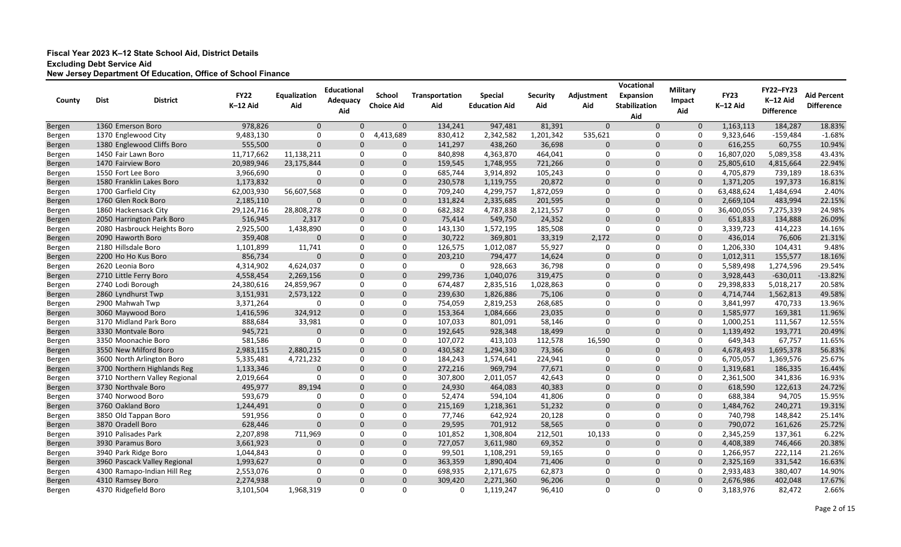**Fiscal Year 2023 K–12 State School Aid, District Details**
**Excluding Debt Service Aid**
**New Jersey Department Of Education, Office of School Finance**

| County | Dist | District | FY22 K–12 Aid | Equalization Aid | Educational Adequacy Aid | School Choice Aid | Transportation Aid | Special Education Aid | Security Aid | Adjustment Aid | Vocational Expansion Stabilization Aid | Military Impact Aid | FY23 K–12 Aid | FY22–FY23 K–12 Aid Difference | Aid Percent Difference |
|---|---|---|---|---|---|---|---|---|---|---|---|---|---|---|---|
| Bergen | 1360 | Emerson Boro | 978,826 | 0 | 0 | 0 | 134,241 | 947,481 | 81,391 | 0 | 0 | 0 | 1,163,113 | 184,287 | 18.83% |
| Bergen | 1370 | Englewood City | 9,483,130 | 0 | 0 | 4,413,689 | 830,412 | 2,342,582 | 1,201,342 | 535,621 | 0 | 0 | 9,323,646 | -159,484 | -1.68% |
| Bergen | 1380 | Englewood Cliffs Boro | 555,500 | 0 | 0 | 0 | 141,297 | 438,260 | 36,698 | 0 | 0 | 0 | 616,255 | 60,755 | 10.94% |
| Bergen | 1450 | Fair Lawn Boro | 11,717,662 | 11,138,211 | 0 | 0 | 840,898 | 4,363,870 | 464,041 | 0 | 0 | 0 | 16,807,020 | 5,089,358 | 43.43% |
| Bergen | 1470 | Fairview Boro | 20,989,946 | 23,175,844 | 0 | 0 | 159,545 | 1,748,955 | 721,266 | 0 | 0 | 0 | 25,805,610 | 4,815,664 | 22.94% |
| Bergen | 1550 | Fort Lee Boro | 3,966,690 | 0 | 0 | 0 | 685,744 | 3,914,892 | 105,243 | 0 | 0 | 0 | 4,705,879 | 739,189 | 18.63% |
| Bergen | 1580 | Franklin Lakes Boro | 1,173,832 | 0 | 0 | 0 | 230,578 | 1,119,755 | 20,872 | 0 | 0 | 0 | 1,371,205 | 197,373 | 16.81% |
| Bergen | 1700 | Garfield City | 62,003,930 | 56,607,568 | 0 | 0 | 709,240 | 4,299,757 | 1,872,059 | 0 | 0 | 0 | 63,488,624 | 1,484,694 | 2.40% |
| Bergen | 1760 | Glen Rock Boro | 2,185,110 | 0 | 0 | 0 | 131,824 | 2,335,685 | 201,595 | 0 | 0 | 0 | 2,669,104 | 483,994 | 22.15% |
| Bergen | 1860 | Hackensack City | 29,124,716 | 28,808,278 | 0 | 0 | 682,382 | 4,787,838 | 2,121,557 | 0 | 0 | 0 | 36,400,055 | 7,275,339 | 24.98% |
| Bergen | 2050 | Harrington Park Boro | 516,945 | 2,317 | 0 | 0 | 75,414 | 549,750 | 24,352 | 0 | 0 | 0 | 651,833 | 134,888 | 26.09% |
| Bergen | 2080 | Hasbrouck Heights Boro | 2,925,500 | 1,438,890 | 0 | 0 | 143,130 | 1,572,195 | 185,508 | 0 | 0 | 0 | 3,339,723 | 414,223 | 14.16% |
| Bergen | 2090 | Haworth Boro | 359,408 | 0 | 0 | 0 | 30,722 | 369,801 | 33,319 | 2,172 | 0 | 0 | 436,014 | 76,606 | 21.31% |
| Bergen | 2180 | Hillsdale Boro | 1,101,899 | 11,741 | 0 | 0 | 126,575 | 1,012,087 | 55,927 | 0 | 0 | 0 | 1,206,330 | 104,431 | 9.48% |
| Bergen | 2200 | Ho Ho Kus Boro | 856,734 | 0 | 0 | 0 | 203,210 | 794,477 | 14,624 | 0 | 0 | 0 | 1,012,311 | 155,577 | 18.16% |
| Bergen | 2620 | Leonia Boro | 4,314,902 | 4,624,037 | 0 | 0 | 0 | 928,663 | 36,798 | 0 | 0 | 0 | 5,589,498 | 1,274,596 | 29.54% |
| Bergen | 2710 | Little Ferry Boro | 4,558,454 | 2,269,156 | 0 | 0 | 299,736 | 1,040,076 | 319,475 | 0 | 0 | 0 | 3,928,443 | -630,011 | -13.82% |
| Bergen | 2740 | Lodi Borough | 24,380,616 | 24,859,967 | 0 | 0 | 674,487 | 2,835,516 | 1,028,863 | 0 | 0 | 0 | 29,398,833 | 5,018,217 | 20.58% |
| Bergen | 2860 | Lyndhurst Twp | 3,151,931 | 2,573,122 | 0 | 0 | 239,630 | 1,826,886 | 75,106 | 0 | 0 | 0 | 4,714,744 | 1,562,813 | 49.58% |
| Bergen | 2900 | Mahwah Twp | 3,371,264 | 0 | 0 | 0 | 754,059 | 2,819,253 | 268,685 | 0 | 0 | 0 | 3,841,997 | 470,733 | 13.96% |
| Bergen | 3060 | Maywood Boro | 1,416,596 | 324,912 | 0 | 0 | 153,364 | 1,084,666 | 23,035 | 0 | 0 | 0 | 1,585,977 | 169,381 | 11.96% |
| Bergen | 3170 | Midland Park Boro | 888,684 | 33,981 | 0 | 0 | 107,033 | 801,091 | 58,146 | 0 | 0 | 0 | 1,000,251 | 111,567 | 12.55% |
| Bergen | 3330 | Montvale Boro | 945,721 | 0 | 0 | 0 | 192,645 | 928,348 | 18,499 | 0 | 0 | 0 | 1,139,492 | 193,771 | 20.49% |
| Bergen | 3350 | Moonachie Boro | 581,586 | 0 | 0 | 0 | 107,072 | 413,103 | 112,578 | 16,590 | 0 | 0 | 649,343 | 67,757 | 11.65% |
| Bergen | 3550 | New Milford Boro | 2,983,115 | 2,880,215 | 0 | 0 | 430,582 | 1,294,330 | 73,366 | 0 | 0 | 0 | 4,678,493 | 1,695,378 | 56.83% |
| Bergen | 3600 | North Arlington Boro | 5,335,481 | 4,721,232 | 0 | 0 | 184,243 | 1,574,641 | 224,941 | 0 | 0 | 0 | 6,705,057 | 1,369,576 | 25.67% |
| Bergen | 3700 | Northern Highlands Reg | 1,133,346 | 0 | 0 | 0 | 272,216 | 969,794 | 77,671 | 0 | 0 | 0 | 1,319,681 | 186,335 | 16.44% |
| Bergen | 3710 | Northern Valley Regional | 2,019,664 | 0 | 0 | 0 | 307,800 | 2,011,057 | 42,643 | 0 | 0 | 0 | 2,361,500 | 341,836 | 16.93% |
| Bergen | 3730 | Northvale Boro | 495,977 | 89,194 | 0 | 0 | 24,930 | 464,083 | 40,383 | 0 | 0 | 0 | 618,590 | 122,613 | 24.72% |
| Bergen | 3740 | Norwood Boro | 593,679 | 0 | 0 | 0 | 52,474 | 594,104 | 41,806 | 0 | 0 | 0 | 688,384 | 94,705 | 15.95% |
| Bergen | 3760 | Oakland Boro | 1,244,491 | 0 | 0 | 0 | 215,169 | 1,218,361 | 51,232 | 0 | 0 | 0 | 1,484,762 | 240,271 | 19.31% |
| Bergen | 3850 | Old Tappan Boro | 591,956 | 0 | 0 | 0 | 77,746 | 642,924 | 20,128 | 0 | 0 | 0 | 740,798 | 148,842 | 25.14% |
| Bergen | 3870 | Oradell Boro | 628,446 | 0 | 0 | 0 | 29,595 | 701,912 | 58,565 | 0 | 0 | 0 | 790,072 | 161,626 | 25.72% |
| Bergen | 3910 | Palisades Park | 2,207,898 | 711,969 | 0 | 0 | 101,852 | 1,308,804 | 212,501 | 10,133 | 0 | 0 | 2,345,259 | 137,361 | 6.22% |
| Bergen | 3930 | Paramus Boro | 3,661,923 | 0 | 0 | 0 | 727,057 | 3,611,980 | 69,352 | 0 | 0 | 0 | 4,408,389 | 746,466 | 20.38% |
| Bergen | 3940 | Park Ridge Boro | 1,044,843 | 0 | 0 | 0 | 99,501 | 1,108,291 | 59,165 | 0 | 0 | 0 | 1,266,957 | 222,114 | 21.26% |
| Bergen | 3960 | Pascack Valley Regional | 1,993,627 | 0 | 0 | 0 | 363,359 | 1,890,404 | 71,406 | 0 | 0 | 0 | 2,325,169 | 331,542 | 16.63% |
| Bergen | 4300 | Ramapo-Indian Hill Reg | 2,553,076 | 0 | 0 | 0 | 698,935 | 2,171,675 | 62,873 | 0 | 0 | 0 | 2,933,483 | 380,407 | 14.90% |
| Bergen | 4310 | Ramsey Boro | 2,274,938 | 0 | 0 | 0 | 309,420 | 2,271,360 | 96,206 | 0 | 0 | 0 | 2,676,986 | 402,048 | 17.67% |
| Bergen | 4370 | Ridgefield Boro | 3,101,504 | 1,968,319 | 0 | 0 | 0 | 1,119,247 | 96,410 | 0 | 0 | 0 | 3,183,976 | 82,472 | 2.66% |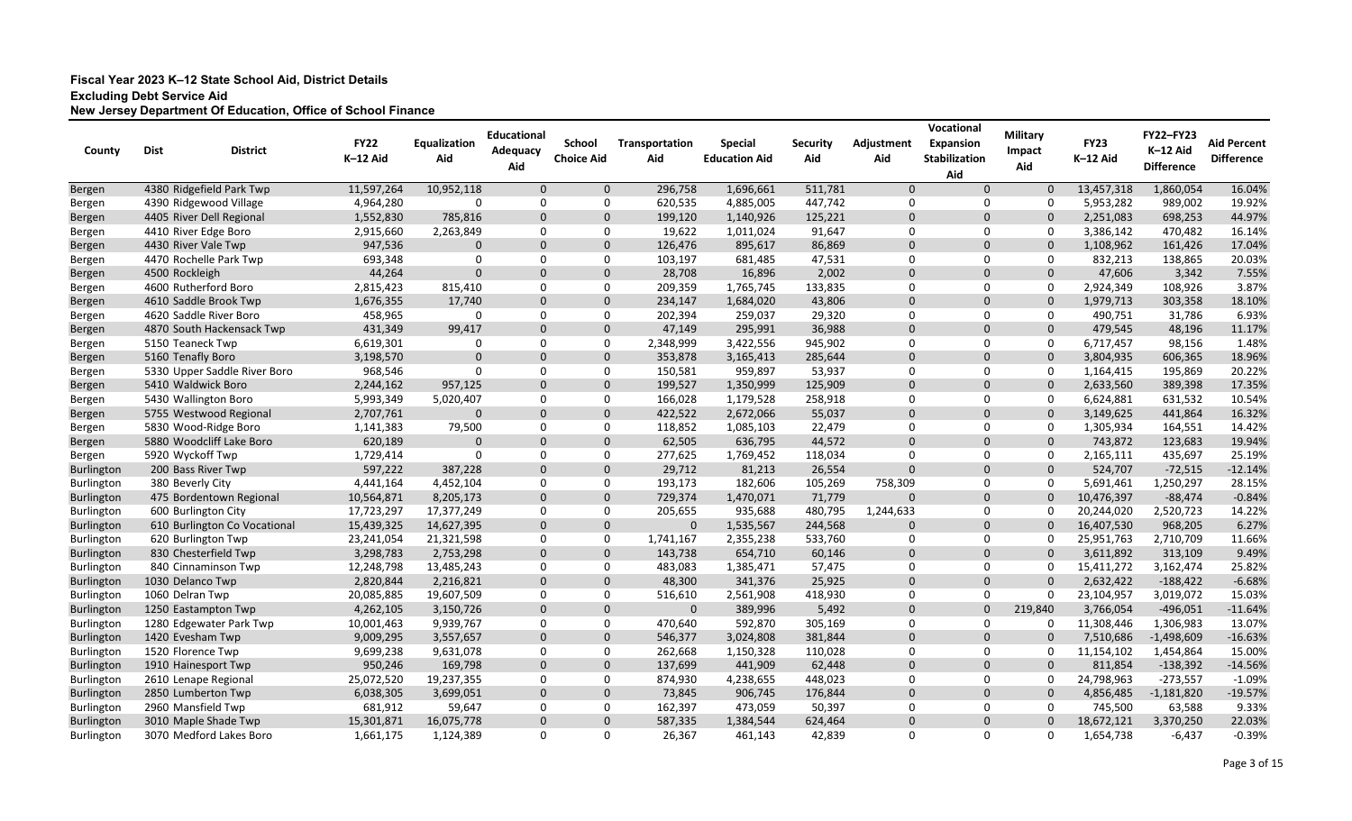**Fiscal Year 2023 K–12 State School Aid, District Details**

**Excluding Debt Service Aid**

**New Jersey Department Of Education, Office of School Finance**

| County | Dist | District | FY22 K–12 Aid | Equalization Aid | Educational Adequacy Aid | School Choice Aid | Transportation Aid | Special Education Aid | Security Aid | Adjustment Aid | Vocational Expansion Stabilization Aid | Military Impact Aid | FY23 K–12 Aid | FY22–FY23 K–12 Aid Difference | Aid Percent Difference |
|---|---|---|---|---|---|---|---|---|---|---|---|---|---|---|---|
| Bergen | 4380 | Ridgefield Park Twp | 11,597,264 | 10,952,118 | 0 | 0 | 296,758 | 1,696,661 | 511,781 | 0 | 0 | 0 | 13,457,318 | 1,860,054 | 16.04% |
| Bergen | 4390 | Ridgewood Village | 4,964,280 | 0 | 0 | 0 | 620,535 | 4,885,005 | 447,742 | 0 | 0 | 0 | 5,953,282 | 989,002 | 19.92% |
| Bergen | 4405 | River Dell Regional | 1,552,830 | 785,816 | 0 | 0 | 199,120 | 1,140,926 | 125,221 | 0 | 0 | 0 | 2,251,083 | 698,253 | 44.97% |
| Bergen | 4410 | River Edge Boro | 2,915,660 | 2,263,849 | 0 | 0 | 19,622 | 1,011,024 | 91,647 | 0 | 0 | 0 | 3,386,142 | 470,482 | 16.14% |
| Bergen | 4430 | River Vale Twp | 947,536 | 0 | 0 | 0 | 126,476 | 895,617 | 86,869 | 0 | 0 | 0 | 1,108,962 | 161,426 | 17.04% |
| Bergen | 4470 | Rochelle Park Twp | 693,348 | 0 | 0 | 0 | 103,197 | 681,485 | 47,531 | 0 | 0 | 0 | 832,213 | 138,865 | 20.03% |
| Bergen | 4500 | Rockleigh | 44,264 | 0 | 0 | 0 | 28,708 | 16,896 | 2,002 | 0 | 0 | 0 | 47,606 | 3,342 | 7.55% |
| Bergen | 4600 | Rutherford Boro | 2,815,423 | 815,410 | 0 | 0 | 209,359 | 1,765,745 | 133,835 | 0 | 0 | 0 | 2,924,349 | 108,926 | 3.87% |
| Bergen | 4610 | Saddle Brook Twp | 1,676,355 | 17,740 | 0 | 0 | 234,147 | 1,684,020 | 43,806 | 0 | 0 | 0 | 1,979,713 | 303,358 | 18.10% |
| Bergen | 4620 | Saddle River Boro | 458,965 | 0 | 0 | 0 | 202,394 | 259,037 | 29,320 | 0 | 0 | 0 | 490,751 | 31,786 | 6.93% |
| Bergen | 4870 | South Hackensack Twp | 431,349 | 99,417 | 0 | 0 | 47,149 | 295,991 | 36,988 | 0 | 0 | 0 | 479,545 | 48,196 | 11.17% |
| Bergen | 5150 | Teaneck Twp | 6,619,301 | 0 | 0 | 0 | 2,348,999 | 3,422,556 | 945,902 | 0 | 0 | 0 | 6,717,457 | 98,156 | 1.48% |
| Bergen | 5160 | Tenafly Boro | 3,198,570 | 0 | 0 | 0 | 353,878 | 3,165,413 | 285,644 | 0 | 0 | 0 | 3,804,935 | 606,365 | 18.96% |
| Bergen | 5330 | Upper Saddle River Boro | 968,546 | 0 | 0 | 0 | 150,581 | 959,897 | 53,937 | 0 | 0 | 0 | 1,164,415 | 195,869 | 20.22% |
| Bergen | 5410 | Waldwick Boro | 2,244,162 | 957,125 | 0 | 0 | 199,527 | 1,350,999 | 125,909 | 0 | 0 | 0 | 2,633,560 | 389,398 | 17.35% |
| Bergen | 5430 | Wallington Boro | 5,993,349 | 5,020,407 | 0 | 0 | 166,028 | 1,179,528 | 258,918 | 0 | 0 | 0 | 6,624,881 | 631,532 | 10.54% |
| Bergen | 5755 | Westwood Regional | 2,707,761 | 0 | 0 | 0 | 422,522 | 2,672,066 | 55,037 | 0 | 0 | 0 | 3,149,625 | 441,864 | 16.32% |
| Bergen | 5830 | Wood-Ridge Boro | 1,141,383 | 79,500 | 0 | 0 | 118,852 | 1,085,103 | 22,479 | 0 | 0 | 0 | 1,305,934 | 164,551 | 14.42% |
| Bergen | 5880 | Woodcliff Lake Boro | 620,189 | 0 | 0 | 0 | 62,505 | 636,795 | 44,572 | 0 | 0 | 0 | 743,872 | 123,683 | 19.94% |
| Bergen | 5920 | Wyckoff Twp | 1,729,414 | 0 | 0 | 0 | 277,625 | 1,769,452 | 118,034 | 0 | 0 | 0 | 2,165,111 | 435,697 | 25.19% |
| Burlington | 200 | Bass River Twp | 597,222 | 387,228 | 0 | 0 | 29,712 | 81,213 | 26,554 | 0 | 0 | 0 | 524,707 | -72,515 | -12.14% |
| Burlington | 380 | Beverly City | 4,441,164 | 4,452,104 | 0 | 0 | 193,173 | 182,606 | 105,269 | 758,309 | 0 | 0 | 5,691,461 | 1,250,297 | 28.15% |
| Burlington | 475 | Bordentown Regional | 10,564,871 | 8,205,173 | 0 | 0 | 729,374 | 1,470,071 | 71,779 | 0 | 0 | 0 | 10,476,397 | -88,474 | -0.84% |
| Burlington | 600 | Burlington City | 17,723,297 | 17,377,249 | 0 | 0 | 205,655 | 935,688 | 480,795 | 1,244,633 | 0 | 0 | 20,244,020 | 2,520,723 | 14.22% |
| Burlington | 610 | Burlington Co Vocational | 15,439,325 | 14,627,395 | 0 | 0 | 0 | 1,535,567 | 244,568 | 0 | 0 | 0 | 16,407,530 | 968,205 | 6.27% |
| Burlington | 620 | Burlington Twp | 23,241,054 | 21,321,598 | 0 | 0 | 1,741,167 | 2,355,238 | 533,760 | 0 | 0 | 0 | 25,951,763 | 2,710,709 | 11.66% |
| Burlington | 830 | Chesterfield Twp | 3,298,783 | 2,753,298 | 0 | 0 | 143,738 | 654,710 | 60,146 | 0 | 0 | 0 | 3,611,892 | 313,109 | 9.49% |
| Burlington | 840 | Cinnaminson Twp | 12,248,798 | 13,485,243 | 0 | 0 | 483,083 | 1,385,471 | 57,475 | 0 | 0 | 0 | 15,411,272 | 3,162,474 | 25.82% |
| Burlington | 1030 | Delanco Twp | 2,820,844 | 2,216,821 | 0 | 0 | 48,300 | 341,376 | 25,925 | 0 | 0 | 0 | 2,632,422 | -188,422 | -6.68% |
| Burlington | 1060 | Delran Twp | 20,085,885 | 19,607,509 | 0 | 0 | 516,610 | 2,561,908 | 418,930 | 0 | 0 | 0 | 23,104,957 | 3,019,072 | 15.03% |
| Burlington | 1250 | Eastampton Twp | 4,262,105 | 3,150,726 | 0 | 0 | 0 | 389,996 | 5,492 | 0 | 0 | 219,840 | 3,766,054 | -496,051 | -11.64% |
| Burlington | 1280 | Edgewater Park Twp | 10,001,463 | 9,939,767 | 0 | 0 | 470,640 | 592,870 | 305,169 | 0 | 0 | 0 | 11,308,446 | 1,306,983 | 13.07% |
| Burlington | 1420 | Evesham Twp | 9,009,295 | 3,557,657 | 0 | 0 | 546,377 | 3,024,808 | 381,844 | 0 | 0 | 0 | 7,510,686 | -1,498,609 | -16.63% |
| Burlington | 1520 | Florence Twp | 9,699,238 | 9,631,078 | 0 | 0 | 262,668 | 1,150,328 | 110,028 | 0 | 0 | 0 | 11,154,102 | 1,454,864 | 15.00% |
| Burlington | 1910 | Hainesport Twp | 950,246 | 169,798 | 0 | 0 | 137,699 | 441,909 | 62,448 | 0 | 0 | 0 | 811,854 | -138,392 | -14.56% |
| Burlington | 2610 | Lenape Regional | 25,072,520 | 19,237,355 | 0 | 0 | 874,930 | 4,238,655 | 448,023 | 0 | 0 | 0 | 24,798,963 | -273,557 | -1.09% |
| Burlington | 2850 | Lumberton Twp | 6,038,305 | 3,699,051 | 0 | 0 | 73,845 | 906,745 | 176,844 | 0 | 0 | 0 | 4,856,485 | -1,181,820 | -19.57% |
| Burlington | 2960 | Mansfield Twp | 681,912 | 59,647 | 0 | 0 | 162,397 | 473,059 | 50,397 | 0 | 0 | 0 | 745,500 | 63,588 | 9.33% |
| Burlington | 3010 | Maple Shade Twp | 15,301,871 | 16,075,778 | 0 | 0 | 587,335 | 1,384,544 | 624,464 | 0 | 0 | 0 | 18,672,121 | 3,370,250 | 22.03% |
| Burlington | 3070 | Medford Lakes Boro | 1,661,175 | 1,124,389 | 0 | 0 | 26,367 | 461,143 | 42,839 | 0 | 0 | 0 | 1,654,738 | -6,437 | -0.39% |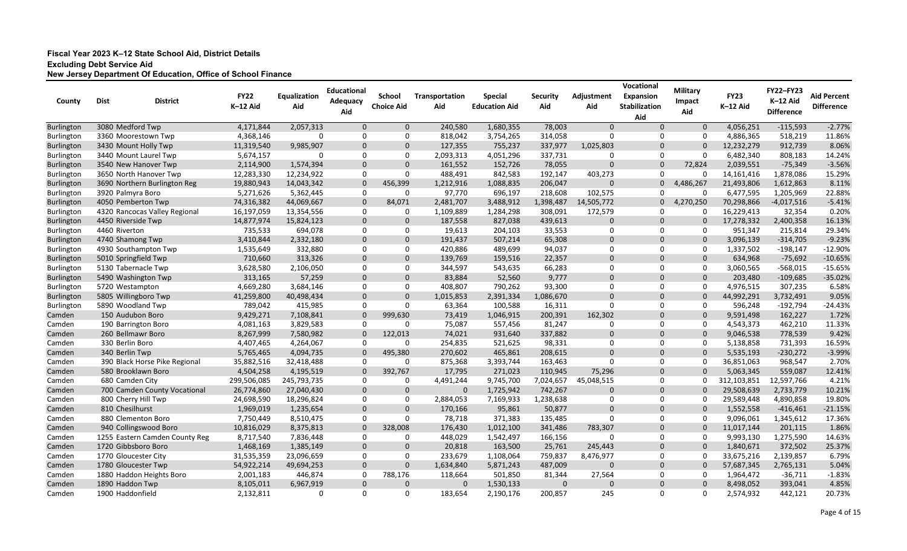**Fiscal Year 2023 K–12 State School Aid, District Details**
**Excluding Debt Service Aid**
**New Jersey Department Of Education, Office of School Finance**

| County | Dist | District | FY22 K–12 Aid | Equalization Aid | Educational Adequacy Aid | School Choice Aid | Transportation Aid | Special Education Aid | Security Aid | Adjustment Aid | Vocational Expansion Stabilization Aid | Military Impact Aid | FY23 K–12 Aid | FY22–FY23 K–12 Aid Difference | Aid Percent Difference |
|---|---|---|---|---|---|---|---|---|---|---|---|---|---|---|---|
| Burlington | 3080 | Medford Twp | 4,171,844 | 2,057,313 | 0 | 0 | 240,580 | 1,680,355 | 78,003 | 0 | 0 | 0 | 4,056,251 | -115,593 | -2.77% |
| Burlington | 3360 | Moorestown Twp | 4,368,146 | 0 | 0 | 0 | 818,042 | 3,754,265 | 314,058 | 0 | 0 | 0 | 4,886,365 | 518,219 | 11.86% |
| Burlington | 3430 | Mount Holly Twp | 11,319,540 | 9,985,907 | 0 | 0 | 127,355 | 755,237 | 337,977 | 1,025,803 | 0 | 0 | 12,232,279 | 912,739 | 8.06% |
| Burlington | 3440 | Mount Laurel Twp | 5,674,157 | 0 | 0 | 0 | 2,093,313 | 4,051,296 | 337,731 | 0 | 0 | 0 | 6,482,340 | 808,183 | 14.24% |
| Burlington | 3540 | New Hanover Twp | 2,114,900 | 1,574,394 | 0 | 0 | 161,552 | 152,726 | 78,055 | 0 | 0 | 72,824 | 2,039,551 | -75,349 | -3.56% |
| Burlington | 3650 | North Hanover Twp | 12,283,330 | 12,234,922 | 0 | 0 | 488,491 | 842,583 | 192,147 | 403,273 | 0 | 0 | 14,161,416 | 1,878,086 | 15.29% |
| Burlington | 3690 | Northern Burlington Reg | 19,880,943 | 14,043,342 | 0 | 456,399 | 1,212,916 | 1,088,835 | 206,047 | 0 | 0 | 4,486,267 | 21,493,806 | 1,612,863 | 8.11% |
| Burlington | 3920 | Palmyra Boro | 5,271,626 | 5,362,445 | 0 | 0 | 97,770 | 696,197 | 218,608 | 102,575 | 0 | 0 | 6,477,595 | 1,205,969 | 22.88% |
| Burlington | 4050 | Pemberton Twp | 74,316,382 | 44,069,667 | 0 | 84,071 | 2,481,707 | 3,488,912 | 1,398,487 | 14,505,772 | 0 | 4,270,250 | 70,298,866 | -4,017,516 | -5.41% |
| Burlington | 4320 | Rancocas Valley Regional | 16,197,059 | 13,354,556 | 0 | 0 | 1,109,889 | 1,284,298 | 308,091 | 172,579 | 0 | 0 | 16,229,413 | 32,354 | 0.20% |
| Burlington | 4450 | Riverside Twp | 14,877,974 | 15,824,123 | 0 | 0 | 187,558 | 827,038 | 439,613 | 0 | 0 | 0 | 17,278,332 | 2,400,358 | 16.13% |
| Burlington | 4460 | Riverton | 735,533 | 694,078 | 0 | 0 | 19,613 | 204,103 | 33,553 | 0 | 0 | 0 | 951,347 | 215,814 | 29.34% |
| Burlington | 4740 | Shamong Twp | 3,410,844 | 2,332,180 | 0 | 0 | 191,437 | 507,214 | 65,308 | 0 | 0 | 0 | 3,096,139 | -314,705 | -9.23% |
| Burlington | 4930 | Southampton Twp | 1,535,649 | 332,880 | 0 | 0 | 420,886 | 489,699 | 94,037 | 0 | 0 | 0 | 1,337,502 | -198,147 | -12.90% |
| Burlington | 5010 | Springfield Twp | 710,660 | 313,326 | 0 | 0 | 139,769 | 159,516 | 22,357 | 0 | 0 | 0 | 634,968 | -75,692 | -10.65% |
| Burlington | 5130 | Tabernacle Twp | 3,628,580 | 2,106,050 | 0 | 0 | 344,597 | 543,635 | 66,283 | 0 | 0 | 0 | 3,060,565 | -568,015 | -15.65% |
| Burlington | 5490 | Washington Twp | 313,165 | 57,259 | 0 | 0 | 83,884 | 52,560 | 9,777 | 0 | 0 | 0 | 203,480 | -109,685 | -35.02% |
| Burlington | 5720 | Westampton | 4,669,280 | 3,684,146 | 0 | 0 | 408,807 | 790,262 | 93,300 | 0 | 0 | 0 | 4,976,515 | 307,235 | 6.58% |
| Burlington | 5805 | Willingboro Twp | 41,259,800 | 40,498,434 | 0 | 0 | 1,015,853 | 2,391,334 | 1,086,670 | 0 | 0 | 0 | 44,992,291 | 3,732,491 | 9.05% |
| Burlington | 5890 | Woodland Twp | 789,042 | 415,985 | 0 | 0 | 63,364 | 100,588 | 16,311 | 0 | 0 | 0 | 596,248 | -192,794 | -24.43% |
| Camden | 150 | Audubon Boro | 9,429,271 | 7,108,841 | 0 | 999,630 | 73,419 | 1,046,915 | 200,391 | 162,302 | 0 | 0 | 9,591,498 | 162,227 | 1.72% |
| Camden | 190 | Barrington Boro | 4,081,163 | 3,829,583 | 0 | 0 | 75,087 | 557,456 | 81,247 | 0 | 0 | 0 | 4,543,373 | 462,210 | 11.33% |
| Camden | 260 | Bellmawr Boro | 8,267,999 | 7,580,982 | 0 | 122,013 | 74,021 | 931,640 | 337,882 | 0 | 0 | 0 | 9,046,538 | 778,539 | 9.42% |
| Camden | 330 | Berlin Boro | 4,407,465 | 4,264,067 | 0 | 0 | 254,835 | 521,625 | 98,331 | 0 | 0 | 0 | 5,138,858 | 731,393 | 16.59% |
| Camden | 340 | Berlin Twp | 5,765,465 | 4,094,735 | 0 | 495,380 | 270,602 | 465,861 | 208,615 | 0 | 0 | 0 | 5,535,193 | -230,272 | -3.99% |
| Camden | 390 | Black Horse Pike Regional | 35,882,516 | 32,418,488 | 0 | 0 | 875,368 | 3,393,744 | 163,463 | 0 | 0 | 0 | 36,851,063 | 968,547 | 2.70% |
| Camden | 580 | Brooklawn Boro | 4,504,258 | 4,195,519 | 0 | 392,767 | 17,795 | 271,023 | 110,945 | 75,296 | 0 | 0 | 5,063,345 | 559,087 | 12.41% |
| Camden | 680 | Camden City | 299,506,085 | 245,793,735 | 0 | 0 | 4,491,244 | 9,745,700 | 7,024,657 | 45,048,515 | 0 | 0 | 312,103,851 | 12,597,766 | 4.21% |
| Camden | 700 | Camden County Vocational | 26,774,860 | 27,040,430 | 0 | 0 | 0 | 1,725,942 | 742,267 | 0 | 0 | 0 | 29,508,639 | 2,733,779 | 10.21% |
| Camden | 800 | Cherry Hill Twp | 24,698,590 | 18,296,824 | 0 | 0 | 2,884,053 | 7,169,933 | 1,238,638 | 0 | 0 | 0 | 29,589,448 | 4,890,858 | 19.80% |
| Camden | 810 | Chesilhurst | 1,969,019 | 1,235,654 | 0 | 0 | 170,166 | 95,861 | 50,877 | 0 | 0 | 0 | 1,552,558 | -416,461 | -21.15% |
| Camden | 880 | Clementon Boro | 7,750,449 | 8,510,475 | 0 | 0 | 78,718 | 371,383 | 135,485 | 0 | 0 | 0 | 9,096,061 | 1,345,612 | 17.36% |
| Camden | 940 | Collingswood Boro | 10,816,029 | 8,375,813 | 0 | 328,008 | 176,430 | 1,012,100 | 341,486 | 783,307 | 0 | 0 | 11,017,144 | 201,115 | 1.86% |
| Camden | 1255 | Eastern Camden County Reg | 8,717,540 | 7,836,448 | 0 | 0 | 448,029 | 1,542,497 | 166,156 | 0 | 0 | 0 | 9,993,130 | 1,275,590 | 14.63% |
| Camden | 1720 | Gibbsboro Boro | 1,468,169 | 1,385,149 | 0 | 0 | 20,818 | 163,500 | 25,761 | 245,443 | 0 | 0 | 1,840,671 | 372,502 | 25.37% |
| Camden | 1770 | Gloucester City | 31,535,359 | 23,096,659 | 0 | 0 | 233,679 | 1,108,064 | 759,837 | 8,476,977 | 0 | 0 | 33,675,216 | 2,139,857 | 6.79% |
| Camden | 1780 | Gloucester Twp | 54,922,214 | 49,694,253 | 0 | 0 | 1,634,840 | 5,871,243 | 487,009 | 0 | 0 | 0 | 57,687,345 | 2,765,131 | 5.04% |
| Camden | 1880 | Haddon Heights Boro | 2,001,183 | 446,874 | 0 | 788,176 | 118,664 | 501,850 | 81,344 | 27,564 | 0 | 0 | 1,964,472 | -36,711 | -1.83% |
| Camden | 1890 | Haddon Twp | 8,105,011 | 6,967,919 | 0 | 0 | 0 | 1,530,133 | 0 | 0 | 0 | 0 | 8,498,052 | 393,041 | 4.85% |
| Camden | 1900 | Haddonfield | 2,132,811 | 0 | 0 | 0 | 183,654 | 2,190,176 | 200,857 | 245 | 0 | 0 | 2,574,932 | 442,121 | 20.73% |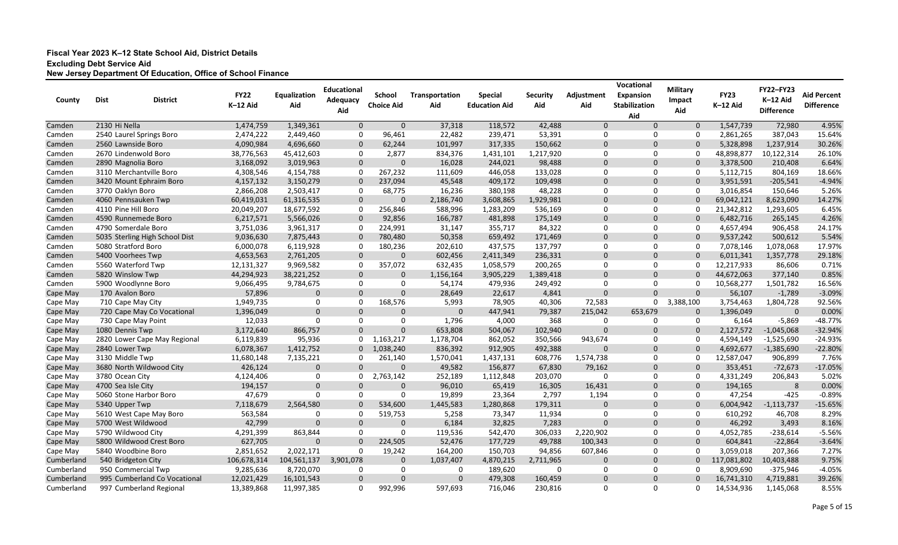**Fiscal Year 2023 K–12 State School Aid, District Details**
**Excluding Debt Service Aid**
**New Jersey Department Of Education, Office of School Finance**

| County | Dist | District | FY22 K–12 Aid | Equalization Aid | Educational Adequacy Aid | School Choice Aid | Transportation Aid | Special Education Aid | Security Aid | Adjustment Aid | Vocational Expansion Stabilization Aid | Military Impact Aid | FY23 K–12 Aid | FY22–FY23 K–12 Aid Difference | Aid Percent Difference |
|---|---|---|---|---|---|---|---|---|---|---|---|---|---|---|---|
| Camden | 2130 | Hi Nella | 1,474,759 | 1,349,361 | 0 | 0 | 37,318 | 118,572 | 42,488 | 0 | 0 | 0 | 1,547,739 | 72,980 | 4.95% |
| Camden | 2540 | Laurel Springs Boro | 2,474,222 | 2,449,460 | 0 | 96,461 | 22,482 | 239,471 | 53,391 | 0 | 0 | 0 | 2,861,265 | 387,043 | 15.64% |
| Camden | 2560 | Lawnside Boro | 4,090,984 | 4,696,660 | 0 | 62,244 | 101,997 | 317,335 | 150,662 | 0 | 0 | 0 | 5,328,898 | 1,237,914 | 30.26% |
| Camden | 2670 | Lindenwold Boro | 38,776,563 | 45,412,603 | 0 | 2,877 | 834,376 | 1,431,101 | 1,217,920 | 0 | 0 | 0 | 48,898,877 | 10,122,314 | 26.10% |
| Camden | 2890 | Magnolia Boro | 3,168,092 | 3,019,963 | 0 | 0 | 16,028 | 244,021 | 98,488 | 0 | 0 | 0 | 3,378,500 | 210,408 | 6.64% |
| Camden | 3110 | Merchantville Boro | 4,308,546 | 4,154,788 | 0 | 267,232 | 111,609 | 446,058 | 133,028 | 0 | 0 | 0 | 5,112,715 | 804,169 | 18.66% |
| Camden | 3420 | Mount Ephraim Boro | 4,157,132 | 3,150,279 | 0 | 237,094 | 45,548 | 409,172 | 109,498 | 0 | 0 | 0 | 3,951,591 | -205,541 | -4.94% |
| Camden | 3770 | Oaklyn Boro | 2,866,208 | 2,503,417 | 0 | 68,775 | 16,236 | 380,198 | 48,228 | 0 | 0 | 0 | 3,016,854 | 150,646 | 5.26% |
| Camden | 4060 | Pennsauken Twp | 60,419,031 | 61,316,535 | 0 | 0 | 2,186,740 | 3,608,865 | 1,929,981 | 0 | 0 | 0 | 69,042,121 | 8,623,090 | 14.27% |
| Camden | 4110 | Pine Hill Boro | 20,049,207 | 18,677,592 | 0 | 256,846 | 588,996 | 1,283,209 | 536,169 | 0 | 0 | 0 | 21,342,812 | 1,293,605 | 6.45% |
| Camden | 4590 | Runnemede Boro | 6,217,571 | 5,566,026 | 0 | 92,856 | 166,787 | 481,898 | 175,149 | 0 | 0 | 0 | 6,482,716 | 265,145 | 4.26% |
| Camden | 4790 | Somerdale Boro | 3,751,036 | 3,961,317 | 0 | 224,991 | 31,147 | 355,717 | 84,322 | 0 | 0 | 0 | 4,657,494 | 906,458 | 24.17% |
| Camden | 5035 | Sterling High School Dist | 9,036,630 | 7,875,443 | 0 | 780,480 | 50,358 | 659,492 | 171,469 | 0 | 0 | 0 | 9,537,242 | 500,612 | 5.54% |
| Camden | 5080 | Stratford Boro | 6,000,078 | 6,119,928 | 0 | 180,236 | 202,610 | 437,575 | 137,797 | 0 | 0 | 0 | 7,078,146 | 1,078,068 | 17.97% |
| Camden | 5400 | Voorhees Twp | 4,653,563 | 2,761,205 | 0 | 0 | 602,456 | 2,411,349 | 236,331 | 0 | 0 | 0 | 6,011,341 | 1,357,778 | 29.18% |
| Camden | 5560 | Waterford Twp | 12,131,327 | 9,969,582 | 0 | 357,072 | 632,435 | 1,058,579 | 200,265 | 0 | 0 | 0 | 12,217,933 | 86,606 | 0.71% |
| Camden | 5820 | Winslow Twp | 44,294,923 | 38,221,252 | 0 | 0 | 1,156,164 | 3,905,229 | 1,389,418 | 0 | 0 | 0 | 44,672,063 | 377,140 | 0.85% |
| Camden | 5900 | Woodlynne Boro | 9,066,495 | 9,784,675 | 0 | 0 | 54,174 | 479,936 | 249,492 | 0 | 0 | 0 | 10,568,277 | 1,501,782 | 16.56% |
| Cape May | 170 | Avalon Boro | 57,896 | 0 | 0 | 0 | 28,649 | 22,617 | 4,841 | 0 | 0 | 0 | 56,107 | -1,789 | -3.09% |
| Cape May | 710 | Cape May City | 1,949,735 | 0 | 0 | 168,576 | 5,993 | 78,905 | 40,306 | 72,583 | 0 | 3,388,100 | 3,754,463 | 1,804,728 | 92.56% |
| Cape May | 720 | Cape May Co Vocational | 1,396,049 | 0 | 0 | 0 | 0 | 447,941 | 79,387 | 215,042 | 653,679 | 0 | 1,396,049 | 0 | 0.00% |
| Cape May | 730 | Cape May Point | 12,033 | 0 | 0 | 0 | 1,796 | 4,000 | 368 | 0 | 0 | 0 | 6,164 | -5,869 | -48.77% |
| Cape May | 1080 | Dennis Twp | 3,172,640 | 866,757 | 0 | 0 | 653,808 | 504,067 | 102,940 | 0 | 0 | 0 | 2,127,572 | -1,045,068 | -32.94% |
| Cape May | 2820 | Lower Cape May Regional | 6,119,839 | 95,936 | 0 | 1,163,217 | 1,178,704 | 862,052 | 350,566 | 943,674 | 0 | 0 | 4,594,149 | -1,525,690 | -24.93% |
| Cape May | 2840 | Lower Twp | 6,078,367 | 1,412,752 | 0 | 1,038,240 | 836,392 | 912,905 | 492,388 | 0 | 0 | 0 | 4,692,677 | -1,385,690 | -22.80% |
| Cape May | 3130 | Middle Twp | 11,680,148 | 7,135,221 | 0 | 261,140 | 1,570,041 | 1,437,131 | 608,776 | 1,574,738 | 0 | 0 | 12,587,047 | 906,899 | 7.76% |
| Cape May | 3680 | North Wildwood City | 426,124 | 0 | 0 | 0 | 49,582 | 156,877 | 67,830 | 79,162 | 0 | 0 | 353,451 | -72,673 | -17.05% |
| Cape May | 3780 | Ocean City | 4,124,406 | 0 | 0 | 2,763,142 | 252,189 | 1,112,848 | 203,070 | 0 | 0 | 0 | 4,331,249 | 206,843 | 5.02% |
| Cape May | 4700 | Sea Isle City | 194,157 | 0 | 0 | 0 | 96,010 | 65,419 | 16,305 | 16,431 | 0 | 0 | 194,165 | 8 | 0.00% |
| Cape May | 5060 | Stone Harbor Boro | 47,679 | 0 | 0 | 0 | 19,899 | 23,364 | 2,797 | 1,194 | 0 | 0 | 47,254 | -425 | -0.89% |
| Cape May | 5340 | Upper Twp | 7,118,679 | 2,564,580 | 0 | 534,600 | 1,445,583 | 1,280,868 | 179,311 | 0 | 0 | 0 | 6,004,942 | -1,113,737 | -15.65% |
| Cape May | 5610 | West Cape May Boro | 563,584 | 0 | 0 | 519,753 | 5,258 | 73,347 | 11,934 | 0 | 0 | 0 | 610,292 | 46,708 | 8.29% |
| Cape May | 5700 | West Wildwood | 42,799 | 0 | 0 | 0 | 6,184 | 32,825 | 7,283 | 0 | 0 | 0 | 46,292 | 3,493 | 8.16% |
| Cape May | 5790 | Wildwood City | 4,291,399 | 863,844 | 0 | 0 | 119,536 | 542,470 | 306,033 | 2,220,902 | 0 | 0 | 4,052,785 | -238,614 | -5.56% |
| Cape May | 5800 | Wildwood Crest Boro | 627,705 | 0 | 0 | 224,505 | 52,476 | 177,729 | 49,788 | 100,343 | 0 | 0 | 604,841 | -22,864 | -3.64% |
| Cape May | 5840 | Woodbine Boro | 2,851,652 | 2,022,171 | 0 | 19,242 | 164,200 | 150,703 | 94,856 | 607,846 | 0 | 0 | 3,059,018 | 207,366 | 7.27% |
| Cumberland | 540 | Bridgeton City | 106,678,314 | 104,561,137 | 3,901,078 | 0 | 1,037,407 | 4,870,215 | 2,711,965 | 0 | 0 | 0 | 117,081,802 | 10,403,488 | 9.75% |
| Cumberland | 950 | Commercial Twp | 9,285,636 | 8,720,070 | 0 | 0 | 0 | 189,620 | 0 | 0 | 0 | 0 | 8,909,690 | -375,946 | -4.05% |
| Cumberland | 995 | Cumberland Co Vocational | 12,021,429 | 16,101,543 | 0 | 0 | 0 | 479,308 | 160,459 | 0 | 0 | 0 | 16,741,310 | 4,719,881 | 39.26% |
| Cumberland | 997 | Cumberland Regional | 13,389,868 | 11,997,385 | 0 | 992,996 | 597,693 | 716,046 | 230,816 | 0 | 0 | 0 | 14,534,936 | 1,145,068 | 8.55% |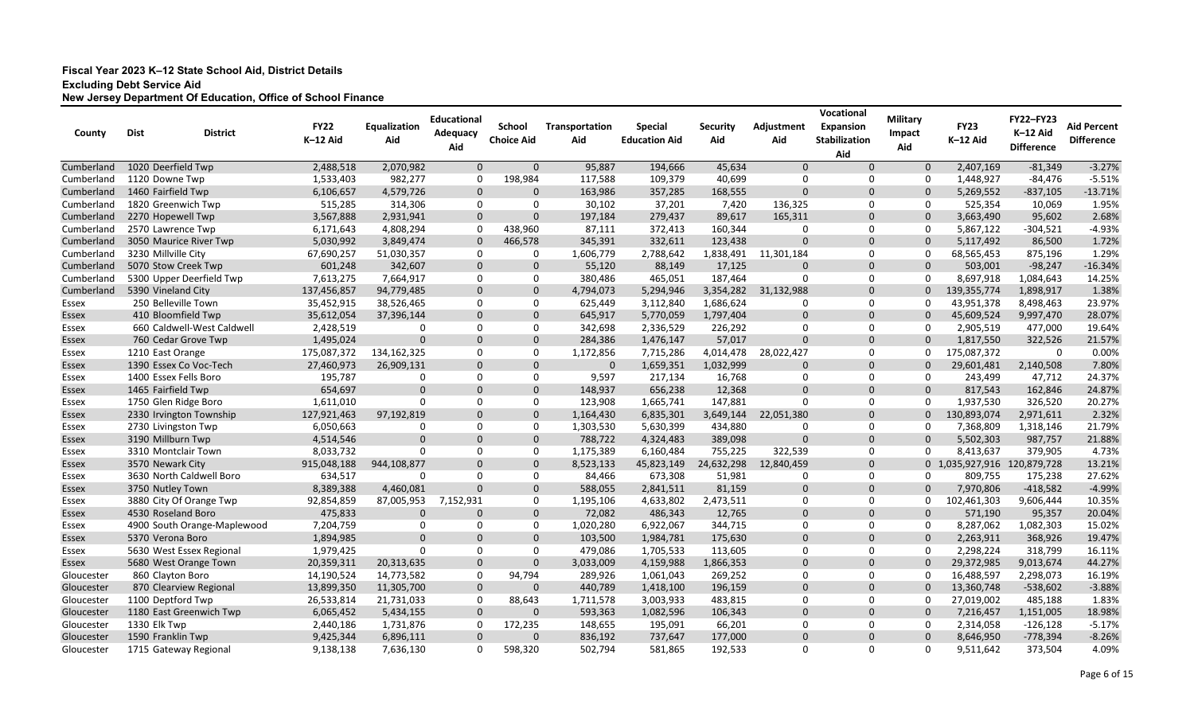# Fiscal Year 2023 K–12 State School Aid, District Details

**Excluding Debt Service Aid**

**New Jersey Department Of Education, Office of School Finance**

| County | Dist | District | FY22 K–12 Aid | Equalization Aid | Educational Adequacy Aid | School Choice Aid | Transportation Aid | Special Education Aid | Security Aid | Adjustment Aid | Vocational Expansion Stabilization Aid | Military Impact Aid | FY23 K–12 Aid | FY22–FY23 K–12 Aid Difference | Aid Percent Difference |
|---|---|---|---|---|---|---|---|---|---|---|---|---|---|---|---|
| Cumberland | 1020 | Deerfield Twp | 2,488,518 | 2,070,982 | 0 | 0 | 95,887 | 194,666 | 45,634 | 0 | 0 | 0 | 2,407,169 | -81,349 | -3.27% |
| Cumberland | 1120 | Downe Twp | 1,533,403 | 982,277 | 0 | 198,984 | 117,588 | 109,379 | 40,699 | 0 | 0 | 0 | 1,448,927 | -84,476 | -5.51% |
| Cumberland | 1460 | Fairfield Twp | 6,106,657 | 4,579,726 | 0 | 0 | 163,986 | 357,285 | 168,555 | 0 | 0 | 0 | 5,269,552 | -837,105 | -13.71% |
| Cumberland | 1820 | Greenwich Twp | 515,285 | 314,306 | 0 | 0 | 30,102 | 37,201 | 7,420 | 136,325 | 0 | 0 | 525,354 | 10,069 | 1.95% |
| Cumberland | 2270 | Hopewell Twp | 3,567,888 | 2,931,941 | 0 | 0 | 197,184 | 279,437 | 89,617 | 165,311 | 0 | 0 | 3,663,490 | 95,602 | 2.68% |
| Cumberland | 2570 | Lawrence Twp | 6,171,643 | 4,808,294 | 0 | 438,960 | 87,111 | 372,413 | 160,344 | 0 | 0 | 0 | 5,867,122 | -304,521 | -4.93% |
| Cumberland | 3050 | Maurice River Twp | 5,030,992 | 3,849,474 | 0 | 466,578 | 345,391 | 332,611 | 123,438 | 0 | 0 | 0 | 5,117,492 | 86,500 | 1.72% |
| Cumberland | 3230 | Millville City | 67,690,257 | 51,030,357 | 0 | 0 | 1,606,779 | 2,788,642 | 1,838,491 | 11,301,184 | 0 | 0 | 68,565,453 | 875,196 | 1.29% |
| Cumberland | 5070 | Stow Creek Twp | 601,248 | 342,607 | 0 | 0 | 55,120 | 88,149 | 17,125 | 0 | 0 | 0 | 503,001 | -98,247 | -16.34% |
| Cumberland | 5300 | Upper Deerfield Twp | 7,613,275 | 7,664,917 | 0 | 0 | 380,486 | 465,051 | 187,464 | 0 | 0 | 0 | 8,697,918 | 1,084,643 | 14.25% |
| Cumberland | 5390 | Vineland City | 137,456,857 | 94,779,485 | 0 | 0 | 4,794,073 | 5,294,946 | 3,354,282 | 31,132,988 | 0 | 0 | 139,355,774 | 1,898,917 | 1.38% |
| Essex | 250 | Belleville Town | 35,452,915 | 38,526,465 | 0 | 0 | 625,449 | 3,112,840 | 1,686,624 | 0 | 0 | 0 | 43,951,378 | 8,498,463 | 23.97% |
| Essex | 410 | Bloomfield Twp | 35,612,054 | 37,396,144 | 0 | 0 | 645,917 | 5,770,059 | 1,797,404 | 0 | 0 | 0 | 45,609,524 | 9,997,470 | 28.07% |
| Essex | 660 | Caldwell-West Caldwell | 2,428,519 | 0 | 0 | 0 | 342,698 | 2,336,529 | 226,292 | 0 | 0 | 0 | 2,905,519 | 477,000 | 19.64% |
| Essex | 760 | Cedar Grove Twp | 1,495,024 | 0 | 0 | 0 | 284,386 | 1,476,147 | 57,017 | 0 | 0 | 0 | 1,817,550 | 322,526 | 21.57% |
| Essex | 1210 | East Orange | 175,087,372 | 134,162,325 | 0 | 0 | 1,172,856 | 7,715,286 | 4,014,478 | 28,022,427 | 0 | 0 | 175,087,372 | 0 | 0.00% |
| Essex | 1390 | Essex Co Voc-Tech | 27,460,973 | 26,909,131 | 0 | 0 | 0 | 1,659,351 | 1,032,999 | 0 | 0 | 0 | 29,601,481 | 2,140,508 | 7.80% |
| Essex | 1400 | Essex Fells Boro | 195,787 | 0 | 0 | 0 | 9,597 | 217,134 | 16,768 | 0 | 0 | 0 | 243,499 | 47,712 | 24.37% |
| Essex | 1465 | Fairfield Twp | 654,697 | 0 | 0 | 0 | 148,937 | 656,238 | 12,368 | 0 | 0 | 0 | 817,543 | 162,846 | 24.87% |
| Essex | 1750 | Glen Ridge Boro | 1,611,010 | 0 | 0 | 0 | 123,908 | 1,665,741 | 147,881 | 0 | 0 | 0 | 1,937,530 | 326,520 | 20.27% |
| Essex | 2330 | Irvington Township | 127,921,463 | 97,192,819 | 0 | 0 | 1,164,430 | 6,835,301 | 3,649,144 | 22,051,380 | 0 | 0 | 130,893,074 | 2,971,611 | 2.32% |
| Essex | 2730 | Livingston Twp | 6,050,663 | 0 | 0 | 0 | 1,303,530 | 5,630,399 | 434,880 | 0 | 0 | 0 | 7,368,809 | 1,318,146 | 21.79% |
| Essex | 3190 | Millburn Twp | 4,514,546 | 0 | 0 | 0 | 788,722 | 4,324,483 | 389,098 | 0 | 0 | 0 | 5,502,303 | 987,757 | 21.88% |
| Essex | 3310 | Montclair Town | 8,033,732 | 0 | 0 | 0 | 1,175,389 | 6,160,484 | 755,225 | 322,539 | 0 | 0 | 8,413,637 | 379,905 | 4.73% |
| Essex | 3570 | Newark City | 915,048,188 | 944,108,877 | 0 | 0 | 8,523,133 | 45,823,149 | 24,632,298 | 12,840,459 | 0 | 0 | 1,035,927,916 | 120,879,728 | 13.21% |
| Essex | 3630 | North Caldwell Boro | 634,517 | 0 | 0 | 0 | 84,466 | 673,308 | 51,981 | 0 | 0 | 0 | 809,755 | 175,238 | 27.62% |
| Essex | 3750 | Nutley Town | 8,389,388 | 4,460,081 | 0 | 0 | 588,055 | 2,841,511 | 81,159 | 0 | 0 | 0 | 7,970,806 | -418,582 | -4.99% |
| Essex | 3880 | City Of Orange Twp | 92,854,859 | 87,005,953 | 7,152,931 | 0 | 1,195,106 | 4,633,802 | 2,473,511 | 0 | 0 | 0 | 102,461,303 | 9,606,444 | 10.35% |
| Essex | 4530 | Roseland Boro | 475,833 | 0 | 0 | 0 | 72,082 | 486,343 | 12,765 | 0 | 0 | 0 | 571,190 | 95,357 | 20.04% |
| Essex | 4900 | South Orange-Maplewood | 7,204,759 | 0 | 0 | 0 | 1,020,280 | 6,922,067 | 344,715 | 0 | 0 | 0 | 8,287,062 | 1,082,303 | 15.02% |
| Essex | 5370 | Verona Boro | 1,894,985 | 0 | 0 | 0 | 103,500 | 1,984,781 | 175,630 | 0 | 0 | 0 | 2,263,911 | 368,926 | 19.47% |
| Essex | 5630 | West Essex Regional | 1,979,425 | 0 | 0 | 0 | 479,086 | 1,705,533 | 113,605 | 0 | 0 | 0 | 2,298,224 | 318,799 | 16.11% |
| Essex | 5680 | West Orange Town | 20,359,311 | 20,313,635 | 0 | 0 | 3,033,009 | 4,159,988 | 1,866,353 | 0 | 0 | 0 | 29,372,985 | 9,013,674 | 44.27% |
| Gloucester | 860 | Clayton Boro | 14,190,524 | 14,773,582 | 0 | 94,794 | 289,926 | 1,061,043 | 269,252 | 0 | 0 | 0 | 16,488,597 | 2,298,073 | 16.19% |
| Gloucester | 870 | Clearview Regional | 13,899,350 | 11,305,700 | 0 | 0 | 440,789 | 1,418,100 | 196,159 | 0 | 0 | 0 | 13,360,748 | -538,602 | -3.88% |
| Gloucester | 1100 | Deptford Twp | 26,533,814 | 21,731,033 | 0 | 88,643 | 1,711,578 | 3,003,933 | 483,815 | 0 | 0 | 0 | 27,019,002 | 485,188 | 1.83% |
| Gloucester | 1180 | East Greenwich Twp | 6,065,452 | 5,434,155 | 0 | 0 | 593,363 | 1,082,596 | 106,343 | 0 | 0 | 0 | 7,216,457 | 1,151,005 | 18.98% |
| Gloucester | 1330 | Elk Twp | 2,440,186 | 1,731,876 | 0 | 172,235 | 148,655 | 195,091 | 66,201 | 0 | 0 | 0 | 2,314,058 | -126,128 | -5.17% |
| Gloucester | 1590 | Franklin Twp | 9,425,344 | 6,896,111 | 0 | 0 | 836,192 | 737,647 | 177,000 | 0 | 0 | 0 | 8,646,950 | -778,394 | -8.26% |
| Gloucester | 1715 | Gateway Regional | 9,138,138 | 7,636,130 | 0 | 598,320 | 502,794 | 581,865 | 192,533 | 0 | 0 | 0 | 9,511,642 | 373,504 | 4.09% |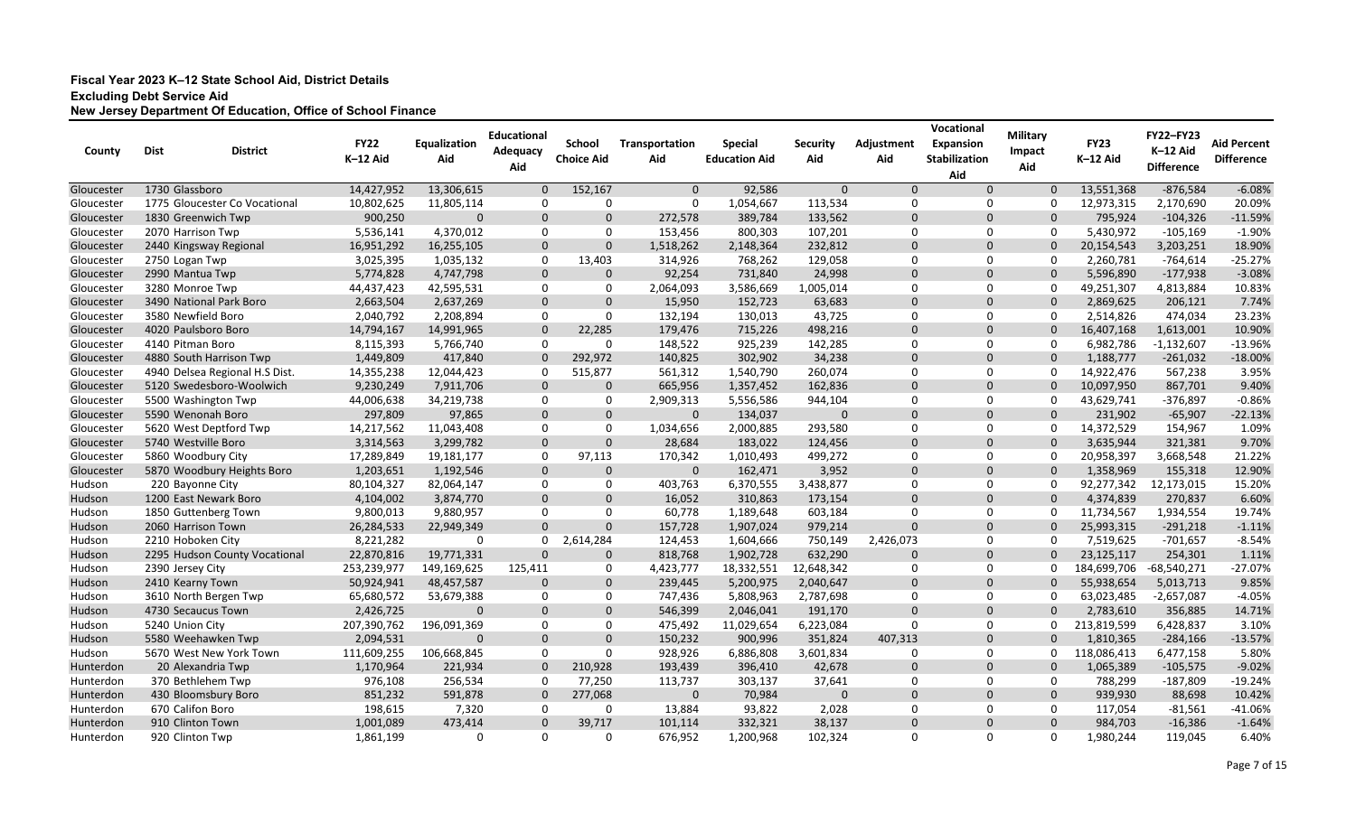**Fiscal Year 2023 K–12 State School Aid, District Details**
**Excluding Debt Service Aid**
**New Jersey Department Of Education, Office of School Finance**

| County | Dist | District | FY22 K–12 Aid | Equalization Aid | Educational Adequacy Aid | School Choice Aid | Transportation Aid | Special Education Aid | Security Aid | Adjustment Aid | Vocational Expansion Stabilization Aid | Military Impact Aid | FY23 K–12 Aid | FY22–FY23 K–12 Aid Difference | Aid Percent Difference |
|---|---|---|---|---|---|---|---|---|---|---|---|---|---|---|---|
| Gloucester | 1730 | Glassboro | 14,427,952 | 13,306,615 | 0 | 152,167 | 0 | 92,586 | 0 | 0 | 0 | 0 | 13,551,368 | -876,584 | -6.08% |
| Gloucester | 1775 | Gloucester Co Vocational | 10,802,625 | 11,805,114 | 0 | 0 | 0 | 1,054,667 | 113,534 | 0 | 0 | 0 | 12,973,315 | 2,170,690 | 20.09% |
| Gloucester | 1830 | Greenwich Twp | 900,250 | 0 | 0 | 0 | 272,578 | 389,784 | 133,562 | 0 | 0 | 0 | 795,924 | -104,326 | -11.59% |
| Gloucester | 2070 | Harrison Twp | 5,536,141 | 4,370,012 | 0 | 0 | 153,456 | 800,303 | 107,201 | 0 | 0 | 0 | 5,430,972 | -105,169 | -1.90% |
| Gloucester | 2440 | Kingsway Regional | 16,951,292 | 16,255,105 | 0 | 0 | 1,518,262 | 2,148,364 | 232,812 | 0 | 0 | 0 | 20,154,543 | 3,203,251 | 18.90% |
| Gloucester | 2750 | Logan Twp | 3,025,395 | 1,035,132 | 0 | 13,403 | 314,926 | 768,262 | 129,058 | 0 | 0 | 0 | 2,260,781 | -764,614 | -25.27% |
| Gloucester | 2990 | Mantua Twp | 5,774,828 | 4,747,798 | 0 | 0 | 92,254 | 731,840 | 24,998 | 0 | 0 | 0 | 5,596,890 | -177,938 | -3.08% |
| Gloucester | 3280 | Monroe Twp | 44,437,423 | 42,595,531 | 0 | 0 | 2,064,093 | 3,586,669 | 1,005,014 | 0 | 0 | 0 | 49,251,307 | 4,813,884 | 10.83% |
| Gloucester | 3490 | National Park Boro | 2,663,504 | 2,637,269 | 0 | 0 | 15,950 | 152,723 | 63,683 | 0 | 0 | 0 | 2,869,625 | 206,121 | 7.74% |
| Gloucester | 3580 | Newfield Boro | 2,040,792 | 2,208,894 | 0 | 0 | 132,194 | 130,013 | 43,725 | 0 | 0 | 0 | 2,514,826 | 474,034 | 23.23% |
| Gloucester | 4020 | Paulsboro Boro | 14,794,167 | 14,991,965 | 0 | 22,285 | 179,476 | 715,226 | 498,216 | 0 | 0 | 0 | 16,407,168 | 1,613,001 | 10.90% |
| Gloucester | 4140 | Pitman Boro | 8,115,393 | 5,766,740 | 0 | 0 | 148,522 | 925,239 | 142,285 | 0 | 0 | 0 | 6,982,786 | -1,132,607 | -13.96% |
| Gloucester | 4880 | South Harrison Twp | 1,449,809 | 417,840 | 0 | 292,972 | 140,825 | 302,902 | 34,238 | 0 | 0 | 0 | 1,188,777 | -261,032 | -18.00% |
| Gloucester | 4940 | Delsea Regional H.S Dist. | 14,355,238 | 12,044,423 | 0 | 515,877 | 561,312 | 1,540,790 | 260,074 | 0 | 0 | 0 | 14,922,476 | 567,238 | 3.95% |
| Gloucester | 5120 | Swedesboro-Woolwich | 9,230,249 | 7,911,706 | 0 | 0 | 665,956 | 1,357,452 | 162,836 | 0 | 0 | 0 | 10,097,950 | 867,701 | 9.40% |
| Gloucester | 5500 | Washington Twp | 44,006,638 | 34,219,738 | 0 | 0 | 2,909,313 | 5,556,586 | 944,104 | 0 | 0 | 0 | 43,629,741 | -376,897 | -0.86% |
| Gloucester | 5590 | Wenonah Boro | 297,809 | 97,865 | 0 | 0 | 0 | 134,037 | 0 | 0 | 0 | 0 | 231,902 | -65,907 | -22.13% |
| Gloucester | 5620 | West Deptford Twp | 14,217,562 | 11,043,408 | 0 | 0 | 1,034,656 | 2,000,885 | 293,580 | 0 | 0 | 0 | 14,372,529 | 154,967 | 1.09% |
| Gloucester | 5740 | Westville Boro | 3,314,563 | 3,299,782 | 0 | 0 | 28,684 | 183,022 | 124,456 | 0 | 0 | 0 | 3,635,944 | 321,381 | 9.70% |
| Gloucester | 5860 | Woodbury City | 17,289,849 | 19,181,177 | 0 | 97,113 | 170,342 | 1,010,493 | 499,272 | 0 | 0 | 0 | 20,958,397 | 3,668,548 | 21.22% |
| Gloucester | 5870 | Woodbury Heights Boro | 1,203,651 | 1,192,546 | 0 | 0 | 0 | 162,471 | 3,952 | 0 | 0 | 0 | 1,358,969 | 155,318 | 12.90% |
| Hudson | 220 | Bayonne City | 80,104,327 | 82,064,147 | 0 | 0 | 403,763 | 6,370,555 | 3,438,877 | 0 | 0 | 0 | 92,277,342 | 12,173,015 | 15.20% |
| Hudson | 1200 | East Newark Boro | 4,104,002 | 3,874,770 | 0 | 0 | 16,052 | 310,863 | 173,154 | 0 | 0 | 0 | 4,374,839 | 270,837 | 6.60% |
| Hudson | 1850 | Guttenberg Town | 9,800,013 | 9,880,957 | 0 | 0 | 60,778 | 1,189,648 | 603,184 | 0 | 0 | 0 | 11,734,567 | 1,934,554 | 19.74% |
| Hudson | 2060 | Harrison Town | 26,284,533 | 22,949,349 | 0 | 0 | 157,728 | 1,907,024 | 979,214 | 0 | 0 | 0 | 25,993,315 | -291,218 | -1.11% |
| Hudson | 2210 | Hoboken City | 8,221,282 | 0 | 0 | 2,614,284 | 124,453 | 1,604,666 | 750,149 | 2,426,073 | 0 | 0 | 7,519,625 | -701,657 | -8.54% |
| Hudson | 2295 | Hudson County Vocational | 22,870,816 | 19,771,331 | 0 | 0 | 818,768 | 1,902,728 | 632,290 | 0 | 0 | 0 | 23,125,117 | 254,301 | 1.11% |
| Hudson | 2390 | Jersey City | 253,239,977 | 149,169,625 | 125,411 | 0 | 4,423,777 | 18,332,551 | 12,648,342 | 0 | 0 | 0 | 184,699,706 | -68,540,271 | -27.07% |
| Hudson | 2410 | Kearny Town | 50,924,941 | 48,457,587 | 0 | 0 | 239,445 | 5,200,975 | 2,040,647 | 0 | 0 | 0 | 55,938,654 | 5,013,713 | 9.85% |
| Hudson | 3610 | North Bergen Twp | 65,680,572 | 53,679,388 | 0 | 0 | 747,436 | 5,808,963 | 2,787,698 | 0 | 0 | 0 | 63,023,485 | -2,657,087 | -4.05% |
| Hudson | 4730 | Secaucus Town | 2,426,725 | 0 | 0 | 0 | 546,399 | 2,046,041 | 191,170 | 0 | 0 | 0 | 2,783,610 | 356,885 | 14.71% |
| Hudson | 5240 | Union City | 207,390,762 | 196,091,369 | 0 | 0 | 475,492 | 11,029,654 | 6,223,084 | 0 | 0 | 0 | 213,819,599 | 6,428,837 | 3.10% |
| Hudson | 5580 | Weehawken Twp | 2,094,531 | 0 | 0 | 0 | 150,232 | 900,996 | 351,824 | 407,313 | 0 | 0 | 1,810,365 | -284,166 | -13.57% |
| Hudson | 5670 | West New York Town | 111,609,255 | 106,668,845 | 0 | 0 | 928,926 | 6,886,808 | 3,601,834 | 0 | 0 | 0 | 118,086,413 | 6,477,158 | 5.80% |
| Hunterdon | 20 | Alexandria Twp | 1,170,964 | 221,934 | 0 | 210,928 | 193,439 | 396,410 | 42,678 | 0 | 0 | 0 | 1,065,389 | -105,575 | -9.02% |
| Hunterdon | 370 | Bethlehem Twp | 976,108 | 256,534 | 0 | 77,250 | 113,737 | 303,137 | 37,641 | 0 | 0 | 0 | 788,299 | -187,809 | -19.24% |
| Hunterdon | 430 | Bloomsbury Boro | 851,232 | 591,878 | 0 | 277,068 | 0 | 70,984 | 0 | 0 | 0 | 0 | 939,930 | 88,698 | 10.42% |
| Hunterdon | 670 | Califon Boro | 198,615 | 7,320 | 0 | 0 | 13,884 | 93,822 | 2,028 | 0 | 0 | 0 | 117,054 | -81,561 | -41.06% |
| Hunterdon | 910 | Clinton Town | 1,001,089 | 473,414 | 0 | 39,717 | 101,114 | 332,321 | 38,137 | 0 | 0 | 0 | 984,703 | -16,386 | -1.64% |
| Hunterdon | 920 | Clinton Twp | 1,861,199 | 0 | 0 | 0 | 676,952 | 1,200,968 | 102,324 | 0 | 0 | 0 | 1,980,244 | 119,045 | 6.40% |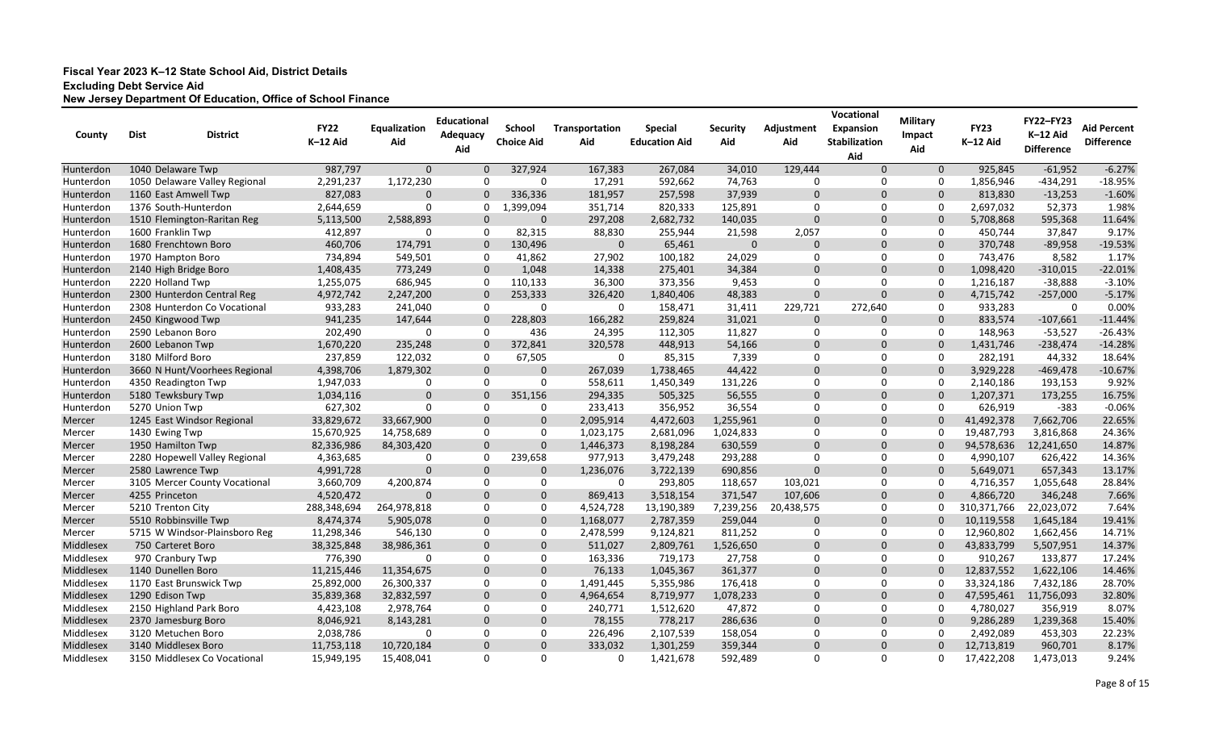**Fiscal Year 2023 K–12 State School Aid, District Details**
**Excluding Debt Service Aid**
**New Jersey Department Of Education, Office of School Finance**

| County | Dist | District | FY22 K–12 Aid | Equalization Aid | Educational Adequacy Aid | School Choice Aid | Transportation Aid | Special Education Aid | Security Aid | Adjustment Aid | Vocational Expansion Stabilization Aid | Military Impact Aid | FY23 K–12 Aid | FY22–FY23 K–12 Aid Difference | Aid Percent Difference |
|---|---|---|---|---|---|---|---|---|---|---|---|---|---|---|---|
| Hunterdon | 1040 | Delaware Twp | 987,797 | 0 | 0 | 327,924 | 167,383 | 267,084 | 34,010 | 129,444 | 0 | 0 | 925,845 | -61,952 | -6.27% |
| Hunterdon | 1050 | Delaware Valley Regional | 2,291,237 | 1,172,230 | 0 | 0 | 17,291 | 592,662 | 74,763 | 0 | 0 | 0 | 1,856,946 | -434,291 | -18.95% |
| Hunterdon | 1160 | East Amwell Twp | 827,083 | 0 | 0 | 336,336 | 181,957 | 257,598 | 37,939 | 0 | 0 | 0 | 813,830 | -13,253 | -1.60% |
| Hunterdon | 1376 | South-Hunterdon | 2,644,659 | 0 | 0 | 1,399,094 | 351,714 | 820,333 | 125,891 | 0 | 0 | 0 | 2,697,032 | 52,373 | 1.98% |
| Hunterdon | 1510 | Flemington-Raritan Reg | 5,113,500 | 2,588,893 | 0 | 0 | 297,208 | 2,682,732 | 140,035 | 0 | 0 | 0 | 5,708,868 | 595,368 | 11.64% |
| Hunterdon | 1600 | Franklin Twp | 412,897 | 0 | 0 | 82,315 | 88,830 | 255,944 | 21,598 | 2,057 | 0 | 0 | 450,744 | 37,847 | 9.17% |
| Hunterdon | 1680 | Frenchtown Boro | 460,706 | 174,791 | 0 | 130,496 | 0 | 65,461 | 0 | 0 | 0 | 0 | 370,748 | -89,958 | -19.53% |
| Hunterdon | 1970 | Hampton Boro | 734,894 | 549,501 | 0 | 41,862 | 27,902 | 100,182 | 24,029 | 0 | 0 | 0 | 743,476 | 8,582 | 1.17% |
| Hunterdon | 2140 | High Bridge Boro | 1,408,435 | 773,249 | 0 | 1,048 | 14,338 | 275,401 | 34,384 | 0 | 0 | 0 | 1,098,420 | -310,015 | -22.01% |
| Hunterdon | 2220 | Holland Twp | 1,255,075 | 686,945 | 0 | 110,133 | 36,300 | 373,356 | 9,453 | 0 | 0 | 0 | 1,216,187 | -38,888 | -3.10% |
| Hunterdon | 2300 | Hunterdon Central Reg | 4,972,742 | 2,247,200 | 0 | 253,333 | 326,420 | 1,840,406 | 48,383 | 0 | 0 | 0 | 4,715,742 | -257,000 | -5.17% |
| Hunterdon | 2308 | Hunterdon Co Vocational | 933,283 | 241,040 | 0 | 0 | 0 | 158,471 | 31,411 | 229,721 | 272,640 | 0 | 933,283 | 0 | 0.00% |
| Hunterdon | 2450 | Kingwood Twp | 941,235 | 147,644 | 0 | 228,803 | 166,282 | 259,824 | 31,021 | 0 | 0 | 0 | 833,574 | -107,661 | -11.44% |
| Hunterdon | 2590 | Lebanon Boro | 202,490 | 0 | 0 | 436 | 24,395 | 112,305 | 11,827 | 0 | 0 | 0 | 148,963 | -53,527 | -26.43% |
| Hunterdon | 2600 | Lebanon Twp | 1,670,220 | 235,248 | 0 | 372,841 | 320,578 | 448,913 | 54,166 | 0 | 0 | 0 | 1,431,746 | -238,474 | -14.28% |
| Hunterdon | 3180 | Milford Boro | 237,859 | 122,032 | 0 | 67,505 | 0 | 85,315 | 7,339 | 0 | 0 | 0 | 282,191 | 44,332 | 18.64% |
| Hunterdon | 3660 | N Hunt/Voorhees Regional | 4,398,706 | 1,879,302 | 0 | 0 | 267,039 | 1,738,465 | 44,422 | 0 | 0 | 0 | 3,929,228 | -469,478 | -10.67% |
| Hunterdon | 4350 | Readington Twp | 1,947,033 | 0 | 0 | 0 | 558,611 | 1,450,349 | 131,226 | 0 | 0 | 0 | 2,140,186 | 193,153 | 9.92% |
| Hunterdon | 5180 | Tewksbury Twp | 1,034,116 | 0 | 0 | 351,156 | 294,335 | 505,325 | 56,555 | 0 | 0 | 0 | 1,207,371 | 173,255 | 16.75% |
| Hunterdon | 5270 | Union Twp | 627,302 | 0 | 0 | 0 | 233,413 | 356,952 | 36,554 | 0 | 0 | 0 | 626,919 | -383 | -0.06% |
| Mercer | 1245 | East Windsor Regional | 33,829,672 | 33,667,900 | 0 | 0 | 2,095,914 | 4,472,603 | 1,255,961 | 0 | 0 | 0 | 41,492,378 | 7,662,706 | 22.65% |
| Mercer | 1430 | Ewing Twp | 15,670,925 | 14,758,689 | 0 | 0 | 1,023,175 | 2,681,096 | 1,024,833 | 0 | 0 | 0 | 19,487,793 | 3,816,868 | 24.36% |
| Mercer | 1950 | Hamilton Twp | 82,336,986 | 84,303,420 | 0 | 0 | 1,446,373 | 8,198,284 | 630,559 | 0 | 0 | 0 | 94,578,636 | 12,241,650 | 14.87% |
| Mercer | 2280 | Hopewell Valley Regional | 4,363,685 | 0 | 0 | 239,658 | 977,913 | 3,479,248 | 293,288 | 0 | 0 | 0 | 4,990,107 | 626,422 | 14.36% |
| Mercer | 2580 | Lawrence Twp | 4,991,728 | 0 | 0 | 0 | 1,236,076 | 3,722,139 | 690,856 | 0 | 0 | 0 | 5,649,071 | 657,343 | 13.17% |
| Mercer | 3105 | Mercer County Vocational | 3,660,709 | 4,200,874 | 0 | 0 | 0 | 293,805 | 118,657 | 103,021 | 0 | 0 | 4,716,357 | 1,055,648 | 28.84% |
| Mercer | 4255 | Princeton | 4,520,472 | 0 | 0 | 0 | 869,413 | 3,518,154 | 371,547 | 107,606 | 0 | 0 | 4,866,720 | 346,248 | 7.66% |
| Mercer | 5210 | Trenton City | 288,348,694 | 264,978,818 | 0 | 0 | 4,524,728 | 13,190,389 | 7,239,256 | 20,438,575 | 0 | 0 | 310,371,766 | 22,023,072 | 7.64% |
| Mercer | 5510 | Robbinsville Twp | 8,474,374 | 5,905,078 | 0 | 0 | 1,168,077 | 2,787,359 | 259,044 | 0 | 0 | 0 | 10,119,558 | 1,645,184 | 19.41% |
| Mercer | 5715 | W Windsor-Plainsboro Reg | 11,298,346 | 546,130 | 0 | 0 | 2,478,599 | 9,124,821 | 811,252 | 0 | 0 | 0 | 12,960,802 | 1,662,456 | 14.71% |
| Middlesex | 750 | Carteret Boro | 38,325,848 | 38,986,361 | 0 | 0 | 511,027 | 2,809,761 | 1,526,650 | 0 | 0 | 0 | 43,833,799 | 5,507,951 | 14.37% |
| Middlesex | 970 | Cranbury Twp | 776,390 | 0 | 0 | 0 | 163,336 | 719,173 | 27,758 | 0 | 0 | 0 | 910,267 | 133,877 | 17.24% |
| Middlesex | 1140 | Dunellen Boro | 11,215,446 | 11,354,675 | 0 | 0 | 76,133 | 1,045,367 | 361,377 | 0 | 0 | 0 | 12,837,552 | 1,622,106 | 14.46% |
| Middlesex | 1170 | East Brunswick Twp | 25,892,000 | 26,300,337 | 0 | 0 | 1,491,445 | 5,355,986 | 176,418 | 0 | 0 | 0 | 33,324,186 | 7,432,186 | 28.70% |
| Middlesex | 1290 | Edison Twp | 35,839,368 | 32,832,597 | 0 | 0 | 4,964,654 | 8,719,977 | 1,078,233 | 0 | 0 | 0 | 47,595,461 | 11,756,093 | 32.80% |
| Middlesex | 2150 | Highland Park Boro | 4,423,108 | 2,978,764 | 0 | 0 | 240,771 | 1,512,620 | 47,872 | 0 | 0 | 0 | 4,780,027 | 356,919 | 8.07% |
| Middlesex | 2370 | Jamesburg Boro | 8,046,921 | 8,143,281 | 0 | 0 | 78,155 | 778,217 | 286,636 | 0 | 0 | 0 | 9,286,289 | 1,239,368 | 15.40% |
| Middlesex | 3120 | Metuchen Boro | 2,038,786 | 0 | 0 | 0 | 226,496 | 2,107,539 | 158,054 | 0 | 0 | 0 | 2,492,089 | 453,303 | 22.23% |
| Middlesex | 3140 | Middlesex Boro | 11,753,118 | 10,720,184 | 0 | 0 | 333,032 | 1,301,259 | 359,344 | 0 | 0 | 0 | 12,713,819 | 960,701 | 8.17% |
| Middlesex | 3150 | Middlesex Co Vocational | 15,949,195 | 15,408,041 | 0 | 0 | 0 | 1,421,678 | 592,489 | 0 | 0 | 0 | 17,422,208 | 1,473,013 | 9.24% |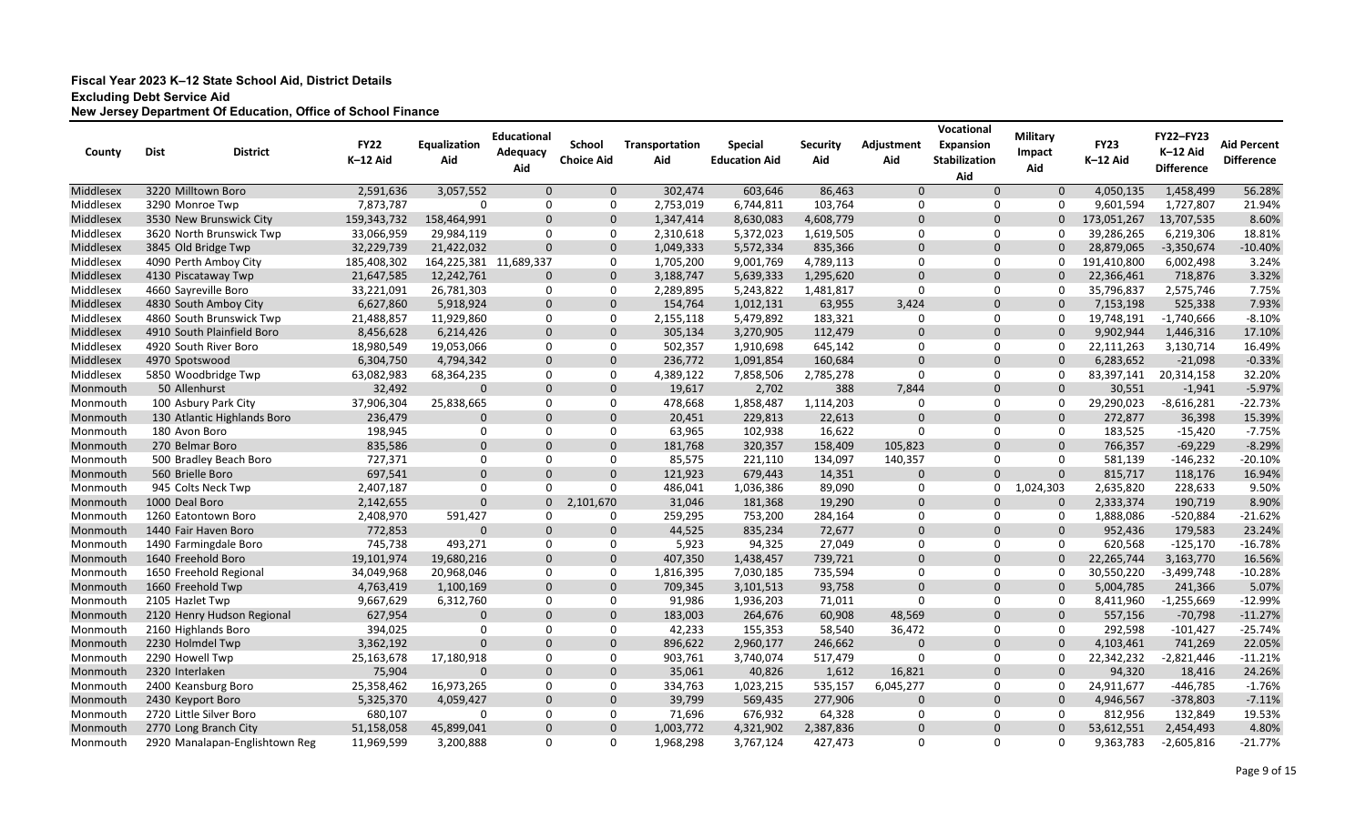**Fiscal Year 2023 K–12 State School Aid, District Details**
**Excluding Debt Service Aid**
**New Jersey Department Of Education, Office of School Finance**

| County | Dist | District | FY22 K–12 Aid | Equalization Aid | Educational Adequacy Aid | School Choice Aid | Transportation Aid | Special Education Aid | Security Aid | Adjustment Aid | Vocational Expansion Stabilization Aid | Military Impact Aid | FY23 K–12 Aid | FY22–FY23 K–12 Aid Difference | Aid Percent Difference |
|---|---|---|---|---|---|---|---|---|---|---|---|---|---|---|---|
| Middlesex | 3220 | Milltown Boro | 2,591,636 | 3,057,552 | 0 | 0 | 302,474 | 603,646 | 86,463 | 0 | 0 | 0 | 4,050,135 | 1,458,499 | 56.28% |
| Middlesex | 3290 | Monroe Twp | 7,873,787 | 0 | 0 | 0 | 2,753,019 | 6,744,811 | 103,764 | 0 | 0 | 0 | 9,601,594 | 1,727,807 | 21.94% |
| Middlesex | 3530 | New Brunswick City | 159,343,732 | 158,464,991 | 0 | 0 | 1,347,414 | 8,630,083 | 4,608,779 | 0 | 0 | 0 | 173,051,267 | 13,707,535 | 8.60% |
| Middlesex | 3620 | North Brunswick Twp | 33,066,959 | 29,984,119 | 0 | 0 | 2,310,618 | 5,372,023 | 1,619,505 | 0 | 0 | 0 | 39,286,265 | 6,219,306 | 18.81% |
| Middlesex | 3845 | Old Bridge Twp | 32,229,739 | 21,422,032 | 0 | 0 | 1,049,333 | 5,572,334 | 835,366 | 0 | 0 | 0 | 28,879,065 | -3,350,674 | -10.40% |
| Middlesex | 4090 | Perth Amboy City | 185,408,302 | 164,225,381 | 11,689,337 | 0 | 1,705,200 | 9,001,769 | 4,789,113 | 0 | 0 | 0 | 191,410,800 | 6,002,498 | 3.24% |
| Middlesex | 4130 | Piscataway Twp | 21,647,585 | 12,242,761 | 0 | 0 | 3,188,747 | 5,639,333 | 1,295,620 | 0 | 0 | 0 | 22,366,461 | 718,876 | 3.32% |
| Middlesex | 4660 | Sayreville Boro | 33,221,091 | 26,781,303 | 0 | 0 | 2,289,895 | 5,243,822 | 1,481,817 | 0 | 0 | 0 | 35,796,837 | 2,575,746 | 7.75% |
| Middlesex | 4830 | South Amboy City | 6,627,860 | 5,918,924 | 0 | 0 | 154,764 | 1,012,131 | 63,955 | 3,424 | 0 | 0 | 7,153,198 | 525,338 | 7.93% |
| Middlesex | 4860 | South Brunswick Twp | 21,488,857 | 11,929,860 | 0 | 0 | 2,155,118 | 5,479,892 | 183,321 | 0 | 0 | 0 | 19,748,191 | -1,740,666 | -8.10% |
| Middlesex | 4910 | South Plainfield Boro | 8,456,628 | 6,214,426 | 0 | 0 | 305,134 | 3,270,905 | 112,479 | 0 | 0 | 0 | 9,902,944 | 1,446,316 | 17.10% |
| Middlesex | 4920 | South River Boro | 18,980,549 | 19,053,066 | 0 | 0 | 502,357 | 1,910,698 | 645,142 | 0 | 0 | 0 | 22,111,263 | 3,130,714 | 16.49% |
| Middlesex | 4970 | Spotswood | 6,304,750 | 4,794,342 | 0 | 0 | 236,772 | 1,091,854 | 160,684 | 0 | 0 | 0 | 6,283,652 | -21,098 | -0.33% |
| Middlesex | 5850 | Woodbridge Twp | 63,082,983 | 68,364,235 | 0 | 0 | 4,389,122 | 7,858,506 | 2,785,278 | 0 | 0 | 0 | 83,397,141 | 20,314,158 | 32.20% |
| Monmouth | 50 | Allenhurst | 32,492 | 0 | 0 | 0 | 19,617 | 2,702 | 388 | 7,844 | 0 | 0 | 30,551 | -1,941 | -5.97% |
| Monmouth | 100 | Asbury Park City | 37,906,304 | 25,838,665 | 0 | 0 | 478,668 | 1,858,487 | 1,114,203 | 0 | 0 | 0 | 29,290,023 | -8,616,281 | -22.73% |
| Monmouth | 130 | Atlantic Highlands Boro | 236,479 | 0 | 0 | 0 | 20,451 | 229,813 | 22,613 | 0 | 0 | 0 | 272,877 | 36,398 | 15.39% |
| Monmouth | 180 | Avon Boro | 198,945 | 0 | 0 | 0 | 63,965 | 102,938 | 16,622 | 0 | 0 | 0 | 183,525 | -15,420 | -7.75% |
| Monmouth | 270 | Belmar Boro | 835,586 | 0 | 0 | 0 | 181,768 | 320,357 | 158,409 | 105,823 | 0 | 0 | 766,357 | -69,229 | -8.29% |
| Monmouth | 500 | Bradley Beach Boro | 727,371 | 0 | 0 | 0 | 85,575 | 221,110 | 134,097 | 140,357 | 0 | 0 | 581,139 | -146,232 | -20.10% |
| Monmouth | 560 | Brielle Boro | 697,541 | 0 | 0 | 0 | 121,923 | 679,443 | 14,351 | 0 | 0 | 0 | 815,717 | 118,176 | 16.94% |
| Monmouth | 945 | Colts Neck Twp | 2,407,187 | 0 | 0 | 0 | 486,041 | 1,036,386 | 89,090 | 0 | 0 | 1,024,303 | 2,635,820 | 228,633 | 9.50% |
| Monmouth | 1000 | Deal Boro | 2,142,655 | 0 | 0 | 2,101,670 | 31,046 | 181,368 | 19,290 | 0 | 0 | 0 | 2,333,374 | 190,719 | 8.90% |
| Monmouth | 1260 | Eatontown Boro | 2,408,970 | 591,427 | 0 | 0 | 259,295 | 753,200 | 284,164 | 0 | 0 | 0 | 1,888,086 | -520,884 | -21.62% |
| Monmouth | 1440 | Fair Haven Boro | 772,853 | 0 | 0 | 0 | 44,525 | 835,234 | 72,677 | 0 | 0 | 0 | 952,436 | 179,583 | 23.24% |
| Monmouth | 1490 | Farmingdale Boro | 745,738 | 493,271 | 0 | 0 | 5,923 | 94,325 | 27,049 | 0 | 0 | 0 | 620,568 | -125,170 | -16.78% |
| Monmouth | 1640 | Freehold Boro | 19,101,974 | 19,680,216 | 0 | 0 | 407,350 | 1,438,457 | 739,721 | 0 | 0 | 0 | 22,265,744 | 3,163,770 | 16.56% |
| Monmouth | 1650 | Freehold Regional | 34,049,968 | 20,968,046 | 0 | 0 | 1,816,395 | 7,030,185 | 735,594 | 0 | 0 | 0 | 30,550,220 | -3,499,748 | -10.28% |
| Monmouth | 1660 | Freehold Twp | 4,763,419 | 1,100,169 | 0 | 0 | 709,345 | 3,101,513 | 93,758 | 0 | 0 | 0 | 5,004,785 | 241,366 | 5.07% |
| Monmouth | 2105 | Hazlet Twp | 9,667,629 | 6,312,760 | 0 | 0 | 91,986 | 1,936,203 | 71,011 | 0 | 0 | 0 | 8,411,960 | -1,255,669 | -12.99% |
| Monmouth | 2120 | Henry Hudson Regional | 627,954 | 0 | 0 | 0 | 183,003 | 264,676 | 60,908 | 48,569 | 0 | 0 | 557,156 | -70,798 | -11.27% |
| Monmouth | 2160 | Highlands Boro | 394,025 | 0 | 0 | 0 | 42,233 | 155,353 | 58,540 | 36,472 | 0 | 0 | 292,598 | -101,427 | -25.74% |
| Monmouth | 2230 | Holmdel Twp | 3,362,192 | 0 | 0 | 0 | 896,622 | 2,960,177 | 246,662 | 0 | 0 | 0 | 4,103,461 | 741,269 | 22.05% |
| Monmouth | 2290 | Howell Twp | 25,163,678 | 17,180,918 | 0 | 0 | 903,761 | 3,740,074 | 517,479 | 0 | 0 | 0 | 22,342,232 | -2,821,446 | -11.21% |
| Monmouth | 2320 | Interlaken | 75,904 | 0 | 0 | 0 | 35,061 | 40,826 | 1,612 | 16,821 | 0 | 0 | 94,320 | 18,416 | 24.26% |
| Monmouth | 2400 | Keansburg Boro | 25,358,462 | 16,973,265 | 0 | 0 | 334,763 | 1,023,215 | 535,157 | 6,045,277 | 0 | 0 | 24,911,677 | -446,785 | -1.76% |
| Monmouth | 2430 | Keyport Boro | 5,325,370 | 4,059,427 | 0 | 0 | 39,799 | 569,435 | 277,906 | 0 | 0 | 0 | 4,946,567 | -378,803 | -7.11% |
| Monmouth | 2720 | Little Silver Boro | 680,107 | 0 | 0 | 0 | 71,696 | 676,932 | 64,328 | 0 | 0 | 0 | 812,956 | 132,849 | 19.53% |
| Monmouth | 2770 | Long Branch City | 51,158,058 | 45,899,041 | 0 | 0 | 1,003,772 | 4,321,902 | 2,387,836 | 0 | 0 | 0 | 53,612,551 | 2,454,493 | 4.80% |
| Monmouth | 2920 | Manalapan-Englishtown Reg | 11,969,599 | 3,200,888 | 0 | 0 | 1,968,298 | 3,767,124 | 427,473 | 0 | 0 | 0 | 9,363,783 | -2,605,816 | -21.77% |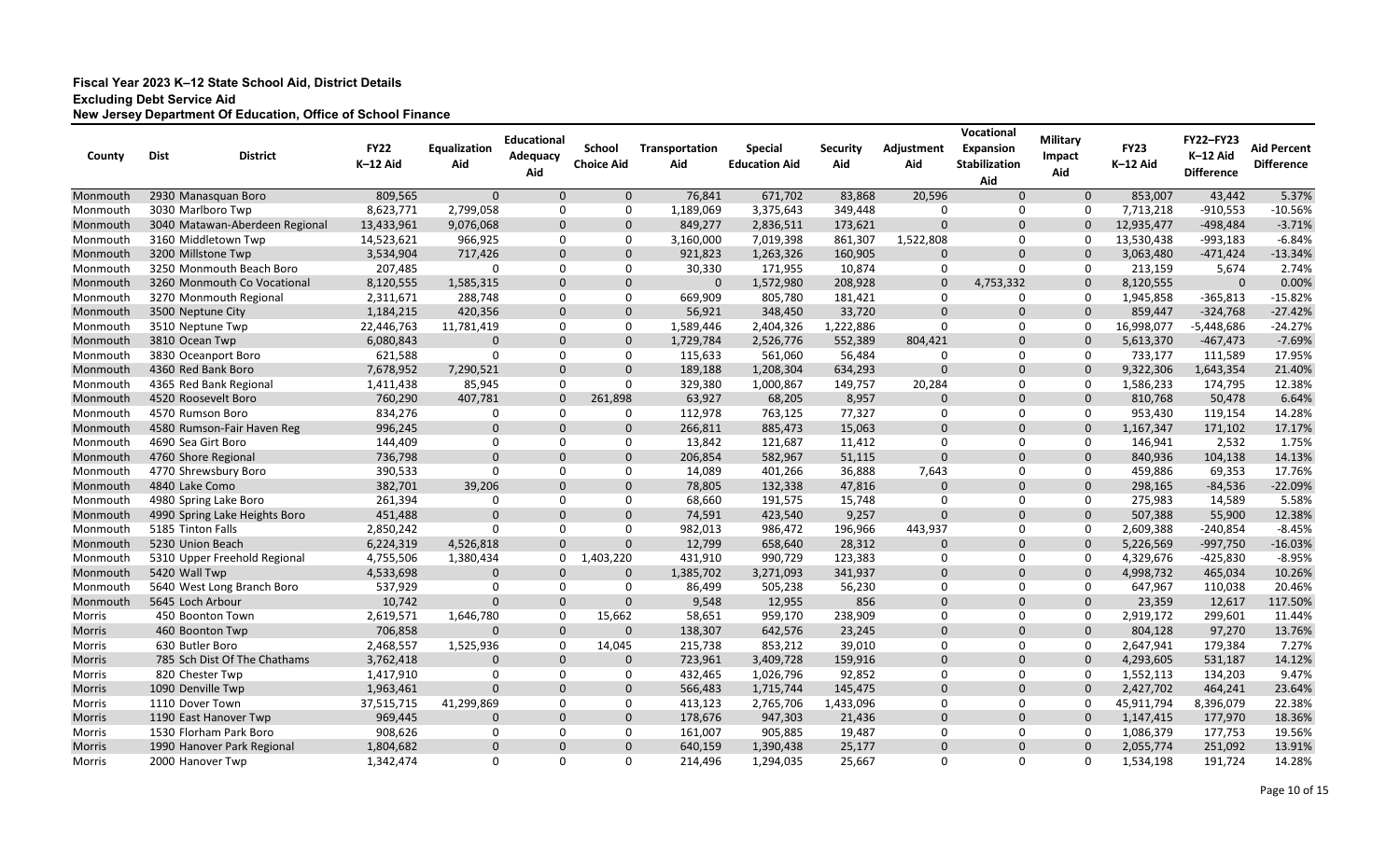**Fiscal Year 2023 K–12 State School Aid, District Details**
**Excluding Debt Service Aid**
**New Jersey Department Of Education, Office of School Finance**

| County | Dist | District | FY22 K–12 Aid | Equalization Aid | Educational Adequacy Aid | School Choice Aid | Transportation Aid | Special Education Aid | Security Aid | Adjustment Aid | Vocational Expansion Stabilization Aid | Military Impact Aid | FY23 K–12 Aid | FY22–FY23 K–12 Aid Difference | Aid Percent Difference |
|---|---|---|---|---|---|---|---|---|---|---|---|---|---|---|---|
| Monmouth | 2930 | Manasquan Boro | 809,565 | 0 | 0 | 0 | 76,841 | 671,702 | 83,868 | 20,596 | 0 | 0 | 853,007 | 43,442 | 5.37% |
| Monmouth | 3030 | Marlboro Twp | 8,623,771 | 2,799,058 | 0 | 0 | 1,189,069 | 3,375,643 | 349,448 | 0 | 0 | 0 | 7,713,218 | -910,553 | -10.56% |
| Monmouth | 3040 | Matawan-Aberdeen Regional | 13,433,961 | 9,076,068 | 0 | 0 | 849,277 | 2,836,511 | 173,621 | 0 | 0 | 0 | 12,935,477 | -498,484 | -3.71% |
| Monmouth | 3160 | Middletown Twp | 14,523,621 | 966,925 | 0 | 0 | 3,160,000 | 7,019,398 | 861,307 | 1,522,808 | 0 | 0 | 13,530,438 | -993,183 | -6.84% |
| Monmouth | 3200 | Millstone Twp | 3,534,904 | 717,426 | 0 | 0 | 921,823 | 1,263,326 | 160,905 | 0 | 0 | 0 | 3,063,480 | -471,424 | -13.34% |
| Monmouth | 3250 | Monmouth Beach Boro | 207,485 | 0 | 0 | 0 | 30,330 | 171,955 | 10,874 | 0 | 0 | 0 | 213,159 | 5,674 | 2.74% |
| Monmouth | 3260 | Monmouth Co Vocational | 8,120,555 | 1,585,315 | 0 | 0 | 0 | 1,572,980 | 208,928 | 0 | 4,753,332 | 0 | 8,120,555 | 0 | 0.00% |
| Monmouth | 3270 | Monmouth Regional | 2,311,671 | 288,748 | 0 | 0 | 669,909 | 805,780 | 181,421 | 0 | 0 | 0 | 1,945,858 | -365,813 | -15.82% |
| Monmouth | 3500 | Neptune City | 1,184,215 | 420,356 | 0 | 0 | 56,921 | 348,450 | 33,720 | 0 | 0 | 0 | 859,447 | -324,768 | -27.42% |
| Monmouth | 3510 | Neptune Twp | 22,446,763 | 11,781,419 | 0 | 0 | 1,589,446 | 2,404,326 | 1,222,886 | 0 | 0 | 0 | 16,998,077 | -5,448,686 | -24.27% |
| Monmouth | 3810 | Ocean Twp | 6,080,843 | 0 | 0 | 0 | 1,729,784 | 2,526,776 | 552,389 | 804,421 | 0 | 0 | 5,613,370 | -467,473 | -7.69% |
| Monmouth | 3830 | Oceanport Boro | 621,588 | 0 | 0 | 0 | 115,633 | 561,060 | 56,484 | 0 | 0 | 0 | 733,177 | 111,589 | 17.95% |
| Monmouth | 4360 | Red Bank Boro | 7,678,952 | 7,290,521 | 0 | 0 | 189,188 | 1,208,304 | 634,293 | 0 | 0 | 0 | 9,322,306 | 1,643,354 | 21.40% |
| Monmouth | 4365 | Red Bank Regional | 1,411,438 | 85,945 | 0 | 0 | 329,380 | 1,000,867 | 149,757 | 20,284 | 0 | 0 | 1,586,233 | 174,795 | 12.38% |
| Monmouth | 4520 | Roosevelt Boro | 760,290 | 407,781 | 0 | 261,898 | 63,927 | 68,205 | 8,957 | 0 | 0 | 0 | 810,768 | 50,478 | 6.64% |
| Monmouth | 4570 | Rumson Boro | 834,276 | 0 | 0 | 0 | 112,978 | 763,125 | 77,327 | 0 | 0 | 0 | 953,430 | 119,154 | 14.28% |
| Monmouth | 4580 | Rumson-Fair Haven Reg | 996,245 | 0 | 0 | 0 | 266,811 | 885,473 | 15,063 | 0 | 0 | 0 | 1,167,347 | 171,102 | 17.17% |
| Monmouth | 4690 | Sea Girt Boro | 144,409 | 0 | 0 | 0 | 13,842 | 121,687 | 11,412 | 0 | 0 | 0 | 146,941 | 2,532 | 1.75% |
| Monmouth | 4760 | Shore Regional | 736,798 | 0 | 0 | 0 | 206,854 | 582,967 | 51,115 | 0 | 0 | 0 | 840,936 | 104,138 | 14.13% |
| Monmouth | 4770 | Shrewsbury Boro | 390,533 | 0 | 0 | 0 | 14,089 | 401,266 | 36,888 | 7,643 | 0 | 0 | 459,886 | 69,353 | 17.76% |
| Monmouth | 4840 | Lake Como | 382,701 | 39,206 | 0 | 0 | 78,805 | 132,338 | 47,816 | 0 | 0 | 0 | 298,165 | -84,536 | -22.09% |
| Monmouth | 4980 | Spring Lake Boro | 261,394 | 0 | 0 | 0 | 68,660 | 191,575 | 15,748 | 0 | 0 | 0 | 275,983 | 14,589 | 5.58% |
| Monmouth | 4990 | Spring Lake Heights Boro | 451,488 | 0 | 0 | 0 | 74,591 | 423,540 | 9,257 | 0 | 0 | 0 | 507,388 | 55,900 | 12.38% |
| Monmouth | 5185 | Tinton Falls | 2,850,242 | 0 | 0 | 0 | 982,013 | 986,472 | 196,966 | 443,937 | 0 | 0 | 2,609,388 | -240,854 | -8.45% |
| Monmouth | 5230 | Union Beach | 6,224,319 | 4,526,818 | 0 | 0 | 12,799 | 658,640 | 28,312 | 0 | 0 | 0 | 5,226,569 | -997,750 | -16.03% |
| Monmouth | 5310 | Upper Freehold Regional | 4,755,506 | 1,380,434 | 0 | 1,403,220 | 431,910 | 990,729 | 123,383 | 0 | 0 | 0 | 4,329,676 | -425,830 | -8.95% |
| Monmouth | 5420 | Wall Twp | 4,533,698 | 0 | 0 | 0 | 1,385,702 | 3,271,093 | 341,937 | 0 | 0 | 0 | 4,998,732 | 465,034 | 10.26% |
| Monmouth | 5640 | West Long Branch Boro | 537,929 | 0 | 0 | 0 | 86,499 | 505,238 | 56,230 | 0 | 0 | 0 | 647,967 | 110,038 | 20.46% |
| Monmouth | 5645 | Loch Arbour | 10,742 | 0 | 0 | 0 | 9,548 | 12,955 | 856 | 0 | 0 | 0 | 23,359 | 12,617 | 117.50% |
| Morris | 450 | Boonton Town | 2,619,571 | 1,646,780 | 0 | 15,662 | 58,651 | 959,170 | 238,909 | 0 | 0 | 0 | 2,919,172 | 299,601 | 11.44% |
| Morris | 460 | Boonton Twp | 706,858 | 0 | 0 | 0 | 138,307 | 642,576 | 23,245 | 0 | 0 | 0 | 804,128 | 97,270 | 13.76% |
| Morris | 630 | Butler Boro | 2,468,557 | 1,525,936 | 0 | 14,045 | 215,738 | 853,212 | 39,010 | 0 | 0 | 0 | 2,647,941 | 179,384 | 7.27% |
| Morris | 785 | Sch Dist Of The Chathams | 3,762,418 | 0 | 0 | 0 | 723,961 | 3,409,728 | 159,916 | 0 | 0 | 0 | 4,293,605 | 531,187 | 14.12% |
| Morris | 820 | Chester Twp | 1,417,910 | 0 | 0 | 0 | 432,465 | 1,026,796 | 92,852 | 0 | 0 | 0 | 1,552,113 | 134,203 | 9.47% |
| Morris | 1090 | Denville Twp | 1,963,461 | 0 | 0 | 0 | 566,483 | 1,715,744 | 145,475 | 0 | 0 | 0 | 2,427,702 | 464,241 | 23.64% |
| Morris | 1110 | Dover Town | 37,515,715 | 41,299,869 | 0 | 0 | 413,123 | 2,765,706 | 1,433,096 | 0 | 0 | 0 | 45,911,794 | 8,396,079 | 22.38% |
| Morris | 1190 | East Hanover Twp | 969,445 | 0 | 0 | 0 | 178,676 | 947,303 | 21,436 | 0 | 0 | 0 | 1,147,415 | 177,970 | 18.36% |
| Morris | 1530 | Florham Park Boro | 908,626 | 0 | 0 | 0 | 161,007 | 905,885 | 19,487 | 0 | 0 | 0 | 1,086,379 | 177,753 | 19.56% |
| Morris | 1990 | Hanover Park Regional | 1,804,682 | 0 | 0 | 0 | 640,159 | 1,390,438 | 25,177 | 0 | 0 | 0 | 2,055,774 | 251,092 | 13.91% |
| Morris | 2000 | Hanover Twp | 1,342,474 | 0 | 0 | 0 | 214,496 | 1,294,035 | 25,667 | 0 | 0 | 0 | 1,534,198 | 191,724 | 14.28% |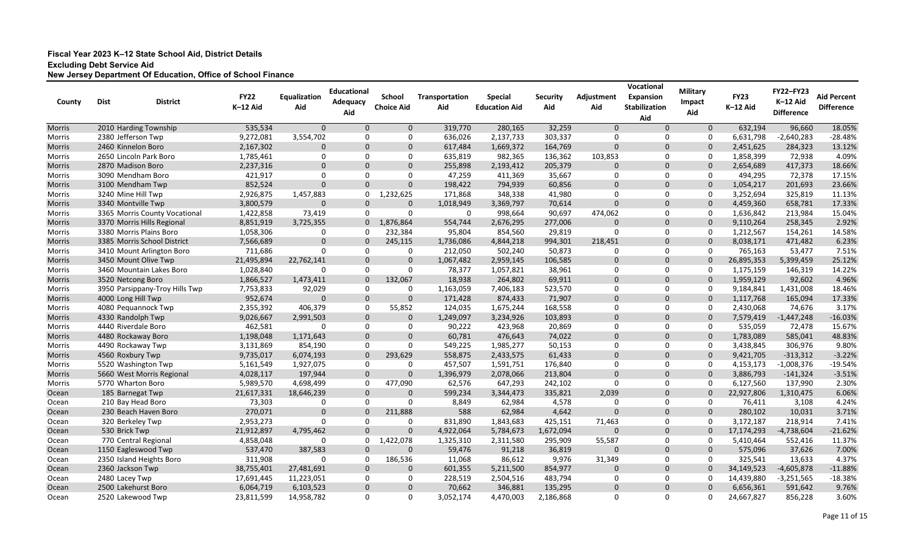**Fiscal Year 2023 K–12 State School Aid, District Details**
**Excluding Debt Service Aid**
**New Jersey Department Of Education, Office of School Finance**

| County | Dist | District | FY22 K–12 Aid | Equalization Aid | Educational Adequacy Aid | School Choice Aid | Transportation Aid | Special Education Aid | Security Aid | Adjustment Aid | Vocational Expansion Stabilization Aid | Military Impact Aid | FY23 K–12 Aid | FY22–FY23 K–12 Aid Difference | Aid Percent Difference |
|---|---|---|---|---|---|---|---|---|---|---|---|---|---|---|---|
| Morris | 2010 | Harding Township | 535,534 | 0 | 0 | 0 | 319,770 | 280,165 | 32,259 | 0 | 0 | 0 | 632,194 | 96,660 | 18.05% |
| Morris | 2380 | Jefferson Twp | 9,272,081 | 3,554,702 | 0 | 0 | 636,026 | 2,137,733 | 303,337 | 0 | 0 | 0 | 6,631,798 | -2,640,283 | -28.48% |
| Morris | 2460 | Kinnelon Boro | 2,167,302 | 0 | 0 | 0 | 617,484 | 1,669,372 | 164,769 | 0 | 0 | 0 | 2,451,625 | 284,323 | 13.12% |
| Morris | 2650 | Lincoln Park Boro | 1,785,461 | 0 | 0 | 0 | 635,819 | 982,365 | 136,362 | 103,853 | 0 | 0 | 1,858,399 | 72,938 | 4.09% |
| Morris | 2870 | Madison Boro | 2,237,316 | 0 | 0 | 0 | 255,898 | 2,193,412 | 205,379 | 0 | 0 | 0 | 2,654,689 | 417,373 | 18.66% |
| Morris | 3090 | Mendham Boro | 421,917 | 0 | 0 | 0 | 47,259 | 411,369 | 35,667 | 0 | 0 | 0 | 494,295 | 72,378 | 17.15% |
| Morris | 3100 | Mendham Twp | 852,524 | 0 | 0 | 0 | 198,422 | 794,939 | 60,856 | 0 | 0 | 0 | 1,054,217 | 201,693 | 23.66% |
| Morris | 3240 | Mine Hill Twp | 2,926,875 | 1,457,883 | 0 | 1,232,625 | 171,868 | 348,338 | 41,980 | 0 | 0 | 0 | 3,252,694 | 325,819 | 11.13% |
| Morris | 3340 | Montville Twp | 3,800,579 | 0 | 0 | 0 | 1,018,949 | 3,369,797 | 70,614 | 0 | 0 | 0 | 4,459,360 | 658,781 | 17.33% |
| Morris | 3365 | Morris County Vocational | 1,422,858 | 73,419 | 0 | 0 | 0 | 998,664 | 90,697 | 474,062 | 0 | 0 | 1,636,842 | 213,984 | 15.04% |
| Morris | 3370 | Morris Hills Regional | 8,851,919 | 3,725,355 | 0 | 1,876,864 | 554,744 | 2,676,295 | 277,006 | 0 | 0 | 0 | 9,110,264 | 258,345 | 2.92% |
| Morris | 3380 | Morris Plains Boro | 1,058,306 | 0 | 0 | 232,384 | 95,804 | 854,560 | 29,819 | 0 | 0 | 0 | 1,212,567 | 154,261 | 14.58% |
| Morris | 3385 | Morris School District | 7,566,689 | 0 | 0 | 245,115 | 1,736,086 | 4,844,218 | 994,301 | 218,451 | 0 | 0 | 8,038,171 | 471,482 | 6.23% |
| Morris | 3410 | Mount Arlington Boro | 711,686 | 0 | 0 | 0 | 212,050 | 502,240 | 50,873 | 0 | 0 | 0 | 765,163 | 53,477 | 7.51% |
| Morris | 3450 | Mount Olive Twp | 21,495,894 | 22,762,141 | 0 | 0 | 1,067,482 | 2,959,145 | 106,585 | 0 | 0 | 0 | 26,895,353 | 5,399,459 | 25.12% |
| Morris | 3460 | Mountain Lakes Boro | 1,028,840 | 0 | 0 | 0 | 78,377 | 1,057,821 | 38,961 | 0 | 0 | 0 | 1,175,159 | 146,319 | 14.22% |
| Morris | 3520 | Netcong Boro | 1,866,527 | 1,473,411 | 0 | 132,067 | 18,938 | 264,802 | 69,911 | 0 | 0 | 0 | 1,959,129 | 92,602 | 4.96% |
| Morris | 3950 | Parsippany-Troy Hills Twp | 7,753,833 | 92,029 | 0 | 0 | 1,163,059 | 7,406,183 | 523,570 | 0 | 0 | 0 | 9,184,841 | 1,431,008 | 18.46% |
| Morris | 4000 | Long Hill Twp | 952,674 | 0 | 0 | 0 | 171,428 | 874,433 | 71,907 | 0 | 0 | 0 | 1,117,768 | 165,094 | 17.33% |
| Morris | 4080 | Pequannock Twp | 2,355,392 | 406,379 | 0 | 55,852 | 124,035 | 1,675,244 | 168,558 | 0 | 0 | 0 | 2,430,068 | 74,676 | 3.17% |
| Morris | 4330 | Randolph Twp | 9,026,667 | 2,991,503 | 0 | 0 | 1,249,097 | 3,234,926 | 103,893 | 0 | 0 | 0 | 7,579,419 | -1,447,248 | -16.03% |
| Morris | 4440 | Riverdale Boro | 462,581 | 0 | 0 | 0 | 90,222 | 423,968 | 20,869 | 0 | 0 | 0 | 535,059 | 72,478 | 15.67% |
| Morris | 4480 | Rockaway Boro | 1,198,048 | 1,171,643 | 0 | 0 | 60,781 | 476,643 | 74,022 | 0 | 0 | 0 | 1,783,089 | 585,041 | 48.83% |
| Morris | 4490 | Rockaway Twp | 3,131,869 | 854,190 | 0 | 0 | 549,225 | 1,985,277 | 50,153 | 0 | 0 | 0 | 3,438,845 | 306,976 | 9.80% |
| Morris | 4560 | Roxbury Twp | 9,735,017 | 6,074,193 | 0 | 293,629 | 558,875 | 2,433,575 | 61,433 | 0 | 0 | 0 | 9,421,705 | -313,312 | -3.22% |
| Morris | 5520 | Washington Twp | 5,161,549 | 1,927,075 | 0 | 0 | 457,507 | 1,591,751 | 176,840 | 0 | 0 | 0 | 4,153,173 | -1,008,376 | -19.54% |
| Morris | 5660 | West Morris Regional | 4,028,117 | 197,944 | 0 | 0 | 1,396,979 | 2,078,066 | 213,804 | 0 | 0 | 0 | 3,886,793 | -141,324 | -3.51% |
| Morris | 5770 | Wharton Boro | 5,989,570 | 4,698,499 | 0 | 477,090 | 62,576 | 647,293 | 242,102 | 0 | 0 | 0 | 6,127,560 | 137,990 | 2.30% |
| Ocean | 185 | Barnegat Twp | 21,617,331 | 18,646,239 | 0 | 0 | 599,234 | 3,344,473 | 335,821 | 2,039 | 0 | 0 | 22,927,806 | 1,310,475 | 6.06% |
| Ocean | 210 | Bay Head Boro | 73,303 | 0 | 0 | 0 | 8,849 | 62,984 | 4,578 | 0 | 0 | 0 | 76,411 | 3,108 | 4.24% |
| Ocean | 230 | Beach Haven Boro | 270,071 | 0 | 0 | 211,888 | 588 | 62,984 | 4,642 | 0 | 0 | 0 | 280,102 | 10,031 | 3.71% |
| Ocean | 320 | Berkeley Twp | 2,953,273 | 0 | 0 | 0 | 831,890 | 1,843,683 | 425,151 | 71,463 | 0 | 0 | 3,172,187 | 218,914 | 7.41% |
| Ocean | 530 | Brick Twp | 21,912,897 | 4,795,462 | 0 | 0 | 4,922,064 | 5,784,673 | 1,672,094 | 0 | 0 | 0 | 17,174,293 | -4,738,604 | -21.62% |
| Ocean | 770 | Central Regional | 4,858,048 | 0 | 0 | 1,422,078 | 1,325,310 | 2,311,580 | 295,909 | 55,587 | 0 | 0 | 5,410,464 | 552,416 | 11.37% |
| Ocean | 1150 | Eagleswood Twp | 537,470 | 387,583 | 0 | 0 | 59,476 | 91,218 | 36,819 | 0 | 0 | 0 | 575,096 | 37,626 | 7.00% |
| Ocean | 2350 | Island Heights Boro | 311,908 | 0 | 0 | 186,536 | 11,068 | 86,612 | 9,976 | 31,349 | 0 | 0 | 325,541 | 13,633 | 4.37% |
| Ocean | 2360 | Jackson Twp | 38,755,401 | 27,481,691 | 0 | 0 | 601,355 | 5,211,500 | 854,977 | 0 | 0 | 0 | 34,149,523 | -4,605,878 | -11.88% |
| Ocean | 2480 | Lacey Twp | 17,691,445 | 11,223,051 | 0 | 0 | 228,519 | 2,504,516 | 483,794 | 0 | 0 | 0 | 14,439,880 | -3,251,565 | -18.38% |
| Ocean | 2500 | Lakehurst Boro | 6,064,719 | 6,103,523 | 0 | 0 | 70,662 | 346,881 | 135,295 | 0 | 0 | 0 | 6,656,361 | 591,642 | 9.76% |
| Ocean | 2520 | Lakewood Twp | 23,811,599 | 14,958,782 | 0 | 0 | 3,052,174 | 4,470,003 | 2,186,868 | 0 | 0 | 0 | 24,667,827 | 856,228 | 3.60% |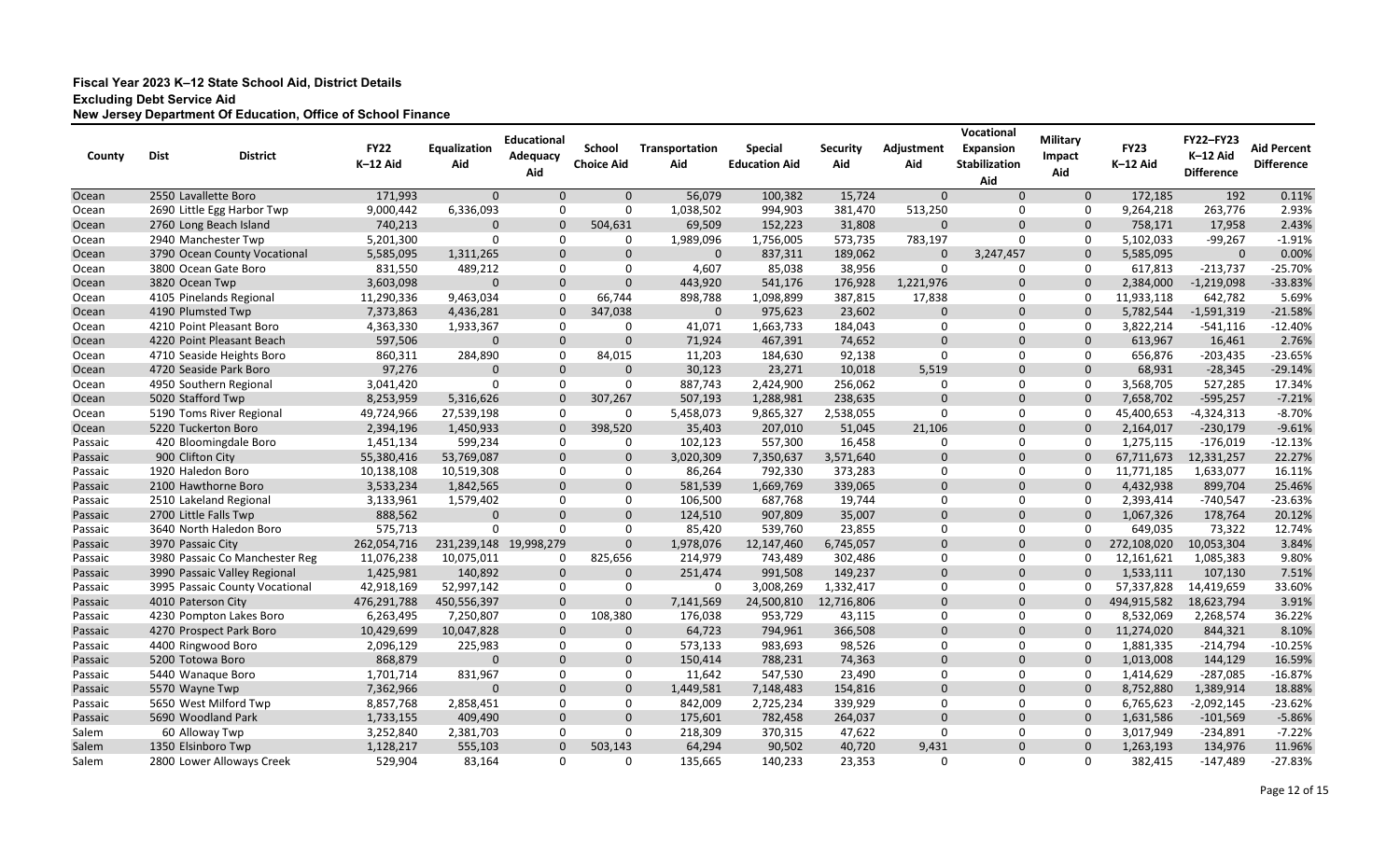**Fiscal Year 2023 K–12 State School Aid, District Details**
**Excluding Debt Service Aid**
**New Jersey Department Of Education, Office of School Finance**

| County | Dist | District | FY22 K–12 Aid | Equalization Aid | Educational Adequacy Aid | School Choice Aid | Transportation Aid | Special Education Aid | Security Aid | Adjustment Aid | Vocational Expansion Stabilization Aid | Military Impact Aid | FY23 K–12 Aid | FY22–FY23 K–12 Aid Difference | Aid Percent Difference |
|---|---|---|---|---|---|---|---|---|---|---|---|---|---|---|---|
| Ocean | 2550 | Lavallette Boro | 171,993 | 0 | 0 | 0 | 56,079 | 100,382 | 15,724 | 0 | 0 | 0 | 172,185 | 192 | 0.11% |
| Ocean | 2690 | Little Egg Harbor Twp | 9,000,442 | 6,336,093 | 0 | 0 | 1,038,502 | 994,903 | 381,470 | 513,250 | 0 | 0 | 9,264,218 | 263,776 | 2.93% |
| Ocean | 2760 | Long Beach Island | 740,213 | 0 | 0 | 504,631 | 69,509 | 152,223 | 31,808 | 0 | 0 | 0 | 758,171 | 17,958 | 2.43% |
| Ocean | 2940 | Manchester Twp | 5,201,300 | 0 | 0 | 0 | 1,989,096 | 1,756,005 | 573,735 | 783,197 | 0 | 0 | 5,102,033 | -99,267 | -1.91% |
| Ocean | 3790 | Ocean County Vocational | 5,585,095 | 1,311,265 | 0 | 0 | 0 | 837,311 | 189,062 | 0 | 3,247,457 | 0 | 5,585,095 | 0 | 0.00% |
| Ocean | 3800 | Ocean Gate Boro | 831,550 | 489,212 | 0 | 0 | 4,607 | 85,038 | 38,956 | 0 | 0 | 0 | 617,813 | -213,737 | -25.70% |
| Ocean | 3820 | Ocean Twp | 3,603,098 | 0 | 0 | 0 | 443,920 | 541,176 | 176,928 | 1,221,976 | 0 | 0 | 2,384,000 | -1,219,098 | -33.83% |
| Ocean | 4105 | Pinelands Regional | 11,290,336 | 9,463,034 | 0 | 66,744 | 898,788 | 1,098,899 | 387,815 | 17,838 | 0 | 0 | 11,933,118 | 642,782 | 5.69% |
| Ocean | 4190 | Plumsted Twp | 7,373,863 | 4,436,281 | 0 | 347,038 | 0 | 975,623 | 23,602 | 0 | 0 | 0 | 5,782,544 | -1,591,319 | -21.58% |
| Ocean | 4210 | Point Pleasant Boro | 4,363,330 | 1,933,367 | 0 | 0 | 41,071 | 1,663,733 | 184,043 | 0 | 0 | 0 | 3,822,214 | -541,116 | -12.40% |
| Ocean | 4220 | Point Pleasant Beach | 597,506 | 0 | 0 | 0 | 71,924 | 467,391 | 74,652 | 0 | 0 | 0 | 613,967 | 16,461 | 2.76% |
| Ocean | 4710 | Seaside Heights Boro | 860,311 | 284,890 | 0 | 84,015 | 11,203 | 184,630 | 92,138 | 0 | 0 | 0 | 656,876 | -203,435 | -23.65% |
| Ocean | 4720 | Seaside Park Boro | 97,276 | 0 | 0 | 0 | 30,123 | 23,271 | 10,018 | 5,519 | 0 | 0 | 68,931 | -28,345 | -29.14% |
| Ocean | 4950 | Southern Regional | 3,041,420 | 0 | 0 | 0 | 887,743 | 2,424,900 | 256,062 | 0 | 0 | 0 | 3,568,705 | 527,285 | 17.34% |
| Ocean | 5020 | Stafford Twp | 8,253,959 | 5,316,626 | 0 | 307,267 | 507,193 | 1,288,981 | 238,635 | 0 | 0 | 0 | 7,658,702 | -595,257 | -7.21% |
| Ocean | 5190 | Toms River Regional | 49,724,966 | 27,539,198 | 0 | 0 | 5,458,073 | 9,865,327 | 2,538,055 | 0 | 0 | 0 | 45,400,653 | -4,324,313 | -8.70% |
| Ocean | 5220 | Tuckerton Boro | 2,394,196 | 1,450,933 | 0 | 398,520 | 35,403 | 207,010 | 51,045 | 21,106 | 0 | 0 | 2,164,017 | -230,179 | -9.61% |
| Passaic | 420 | Bloomingdale Boro | 1,451,134 | 599,234 | 0 | 0 | 102,123 | 557,300 | 16,458 | 0 | 0 | 0 | 1,275,115 | -176,019 | -12.13% |
| Passaic | 900 | Clifton City | 55,380,416 | 53,769,087 | 0 | 0 | 3,020,309 | 7,350,637 | 3,571,640 | 0 | 0 | 0 | 67,711,673 | 12,331,257 | 22.27% |
| Passaic | 1920 | Haledon Boro | 10,138,108 | 10,519,308 | 0 | 0 | 86,264 | 792,330 | 373,283 | 0 | 0 | 0 | 11,771,185 | 1,633,077 | 16.11% |
| Passaic | 2100 | Hawthorne Boro | 3,533,234 | 1,842,565 | 0 | 0 | 581,539 | 1,669,769 | 339,065 | 0 | 0 | 0 | 4,432,938 | 899,704 | 25.46% |
| Passaic | 2510 | Lakeland Regional | 3,133,961 | 1,579,402 | 0 | 0 | 106,500 | 687,768 | 19,744 | 0 | 0 | 0 | 2,393,414 | -740,547 | -23.63% |
| Passaic | 2700 | Little Falls Twp | 888,562 | 0 | 0 | 0 | 124,510 | 907,809 | 35,007 | 0 | 0 | 0 | 1,067,326 | 178,764 | 20.12% |
| Passaic | 3640 | North Haledon Boro | 575,713 | 0 | 0 | 0 | 85,420 | 539,760 | 23,855 | 0 | 0 | 0 | 649,035 | 73,322 | 12.74% |
| Passaic | 3970 | Passaic City | 262,054,716 | 231,239,148 | 19,998,279 | 0 | 1,978,076 | 12,147,460 | 6,745,057 | 0 | 0 | 0 | 272,108,020 | 10,053,304 | 3.84% |
| Passaic | 3980 | Passaic Co Manchester Reg | 11,076,238 | 10,075,011 | 0 | 825,656 | 214,979 | 743,489 | 302,486 | 0 | 0 | 0 | 12,161,621 | 1,085,383 | 9.80% |
| Passaic | 3990 | Passaic Valley Regional | 1,425,981 | 140,892 | 0 | 0 | 251,474 | 991,508 | 149,237 | 0 | 0 | 0 | 1,533,111 | 107,130 | 7.51% |
| Passaic | 3995 | Passaic County Vocational | 42,918,169 | 52,997,142 | 0 | 0 | 0 | 3,008,269 | 1,332,417 | 0 | 0 | 0 | 57,337,828 | 14,419,659 | 33.60% |
| Passaic | 4010 | Paterson City | 476,291,788 | 450,556,397 | 0 | 0 | 7,141,569 | 24,500,810 | 12,716,806 | 0 | 0 | 0 | 494,915,582 | 18,623,794 | 3.91% |
| Passaic | 4230 | Pompton Lakes Boro | 6,263,495 | 7,250,807 | 0 | 108,380 | 176,038 | 953,729 | 43,115 | 0 | 0 | 0 | 8,532,069 | 2,268,574 | 36.22% |
| Passaic | 4270 | Prospect Park Boro | 10,429,699 | 10,047,828 | 0 | 0 | 64,723 | 794,961 | 366,508 | 0 | 0 | 0 | 11,274,020 | 844,321 | 8.10% |
| Passaic | 4400 | Ringwood Boro | 2,096,129 | 225,983 | 0 | 0 | 573,133 | 983,693 | 98,526 | 0 | 0 | 0 | 1,881,335 | -214,794 | -10.25% |
| Passaic | 5200 | Totowa Boro | 868,879 | 0 | 0 | 0 | 150,414 | 788,231 | 74,363 | 0 | 0 | 0 | 1,013,008 | 144,129 | 16.59% |
| Passaic | 5440 | Wanaque Boro | 1,701,714 | 831,967 | 0 | 0 | 11,642 | 547,530 | 23,490 | 0 | 0 | 0 | 1,414,629 | -287,085 | -16.87% |
| Passaic | 5570 | Wayne Twp | 7,362,966 | 0 | 0 | 0 | 1,449,581 | 7,148,483 | 154,816 | 0 | 0 | 0 | 8,752,880 | 1,389,914 | 18.88% |
| Passaic | 5650 | West Milford Twp | 8,857,768 | 2,858,451 | 0 | 0 | 842,009 | 2,725,234 | 339,929 | 0 | 0 | 0 | 6,765,623 | -2,092,145 | -23.62% |
| Passaic | 5690 | Woodland Park | 1,733,155 | 409,490 | 0 | 0 | 175,601 | 782,458 | 264,037 | 0 | 0 | 0 | 1,631,586 | -101,569 | -5.86% |
| Salem | 60 | Alloway Twp | 3,252,840 | 2,381,703 | 0 | 0 | 218,309 | 370,315 | 47,622 | 0 | 0 | 0 | 3,017,949 | -234,891 | -7.22% |
| Salem | 1350 | Elsinboro Twp | 1,128,217 | 555,103 | 0 | 503,143 | 64,294 | 90,502 | 40,720 | 9,431 | 0 | 0 | 1,263,193 | 134,976 | 11.96% |
| Salem | 2800 | Lower Alloways Creek | 529,904 | 83,164 | 0 | 0 | 135,665 | 140,233 | 23,353 | 0 | 0 | 0 | 382,415 | -147,489 | -27.83% |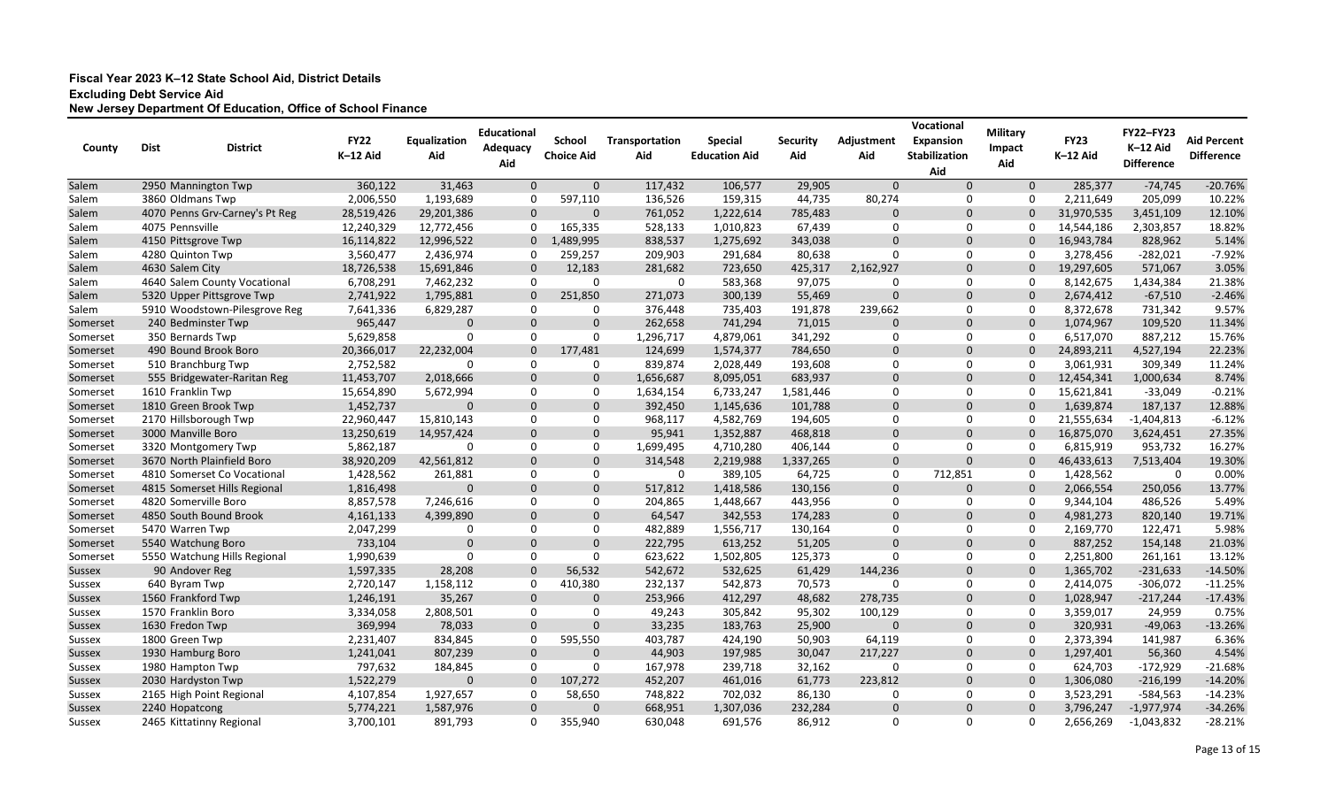**Fiscal Year 2023 K–12 State School Aid, District Details**

**Excluding Debt Service Aid**

**New Jersey Department Of Education, Office of School Finance**

| County | Dist | District | FY22 K–12 Aid | Equalization Aid | Educational Adequacy Aid | School Choice Aid | Transportation Aid | Special Education Aid | Security Aid | Adjustment Aid | Vocational Expansion Stabilization Aid | Military Impact Aid | FY23 K–12 Aid | FY22–FY23 K–12 Aid Difference | Aid Percent Difference |
|---|---|---|---|---|---|---|---|---|---|---|---|---|---|---|---|
| Salem | 2950 | Mannington Twp | 360,122 | 31,463 | 0 | 0 | 117,432 | 106,577 | 29,905 | 0 | 0 | 0 | 285,377 | -74,745 | -20.76% |
| Salem | 3860 | Oldmans Twp | 2,006,550 | 1,193,689 | 0 | 597,110 | 136,526 | 159,315 | 44,735 | 80,274 | 0 | 0 | 2,211,649 | 205,099 | 10.22% |
| Salem | 4070 | Penns Grv-Carney's Pt Reg | 28,519,426 | 29,201,386 | 0 | 0 | 761,052 | 1,222,614 | 785,483 | 0 | 0 | 0 | 31,970,535 | 3,451,109 | 12.10% |
| Salem | 4075 | Pennsville | 12,240,329 | 12,772,456 | 0 | 165,335 | 528,133 | 1,010,823 | 67,439 | 0 | 0 | 0 | 14,544,186 | 2,303,857 | 18.82% |
| Salem | 4150 | Pittsgrove Twp | 16,114,822 | 12,996,522 | 0 | 1,489,995 | 838,537 | 1,275,692 | 343,038 | 0 | 0 | 0 | 16,943,784 | 828,962 | 5.14% |
| Salem | 4280 | Quinton Twp | 3,560,477 | 2,436,974 | 0 | 259,257 | 209,903 | 291,684 | 80,638 | 0 | 0 | 0 | 3,278,456 | -282,021 | -7.92% |
| Salem | 4630 | Salem City | 18,726,538 | 15,691,846 | 0 | 12,183 | 281,682 | 723,650 | 425,317 | 2,162,927 | 0 | 0 | 19,297,605 | 571,067 | 3.05% |
| Salem | 4640 | Salem County Vocational | 6,708,291 | 7,462,232 | 0 | 0 | 0 | 583,368 | 97,075 | 0 | 0 | 0 | 8,142,675 | 1,434,384 | 21.38% |
| Salem | 5320 | Upper Pittsgrove Twp | 2,741,922 | 1,795,881 | 0 | 251,850 | 271,073 | 300,139 | 55,469 | 0 | 0 | 0 | 2,674,412 | -67,510 | -2.46% |
| Salem | 5910 | Woodstown-Pilesgrove Reg | 7,641,336 | 6,829,287 | 0 | 0 | 376,448 | 735,403 | 191,878 | 239,662 | 0 | 0 | 8,372,678 | 731,342 | 9.57% |
| Somerset | 240 | Bedminster Twp | 965,447 | 0 | 0 | 0 | 262,658 | 741,294 | 71,015 | 0 | 0 | 0 | 1,074,967 | 109,520 | 11.34% |
| Somerset | 350 | Bernards Twp | 5,629,858 | 0 | 0 | 0 | 1,296,717 | 4,879,061 | 341,292 | 0 | 0 | 0 | 6,517,070 | 887,212 | 15.76% |
| Somerset | 490 | Bound Brook Boro | 20,366,017 | 22,232,004 | 0 | 177,481 | 124,699 | 1,574,377 | 784,650 | 0 | 0 | 0 | 24,893,211 | 4,527,194 | 22.23% |
| Somerset | 510 | Branchburg Twp | 2,752,582 | 0 | 0 | 0 | 839,874 | 2,028,449 | 193,608 | 0 | 0 | 0 | 3,061,931 | 309,349 | 11.24% |
| Somerset | 555 | Bridgewater-Raritan Reg | 11,453,707 | 2,018,666 | 0 | 0 | 1,656,687 | 8,095,051 | 683,937 | 0 | 0 | 0 | 12,454,341 | 1,000,634 | 8.74% |
| Somerset | 1610 | Franklin Twp | 15,654,890 | 5,672,994 | 0 | 0 | 1,634,154 | 6,733,247 | 1,581,446 | 0 | 0 | 0 | 15,621,841 | -33,049 | -0.21% |
| Somerset | 1810 | Green Brook Twp | 1,452,737 | 0 | 0 | 0 | 392,450 | 1,145,636 | 101,788 | 0 | 0 | 0 | 1,639,874 | 187,137 | 12.88% |
| Somerset | 2170 | Hillsborough Twp | 22,960,447 | 15,810,143 | 0 | 0 | 968,117 | 4,582,769 | 194,605 | 0 | 0 | 0 | 21,555,634 | -1,404,813 | -6.12% |
| Somerset | 3000 | Manville Boro | 13,250,619 | 14,957,424 | 0 | 0 | 95,941 | 1,352,887 | 468,818 | 0 | 0 | 0 | 16,875,070 | 3,624,451 | 27.35% |
| Somerset | 3320 | Montgomery Twp | 5,862,187 | 0 | 0 | 0 | 1,699,495 | 4,710,280 | 406,144 | 0 | 0 | 0 | 6,815,919 | 953,732 | 16.27% |
| Somerset | 3670 | North Plainfield Boro | 38,920,209 | 42,561,812 | 0 | 0 | 314,548 | 2,219,988 | 1,337,265 | 0 | 0 | 0 | 46,433,613 | 7,513,404 | 19.30% |
| Somerset | 4810 | Somerset Co Vocational | 1,428,562 | 261,881 | 0 | 0 | 0 | 389,105 | 64,725 | 0 | 712,851 | 0 | 1,428,562 | 0 | 0.00% |
| Somerset | 4815 | Somerset Hills Regional | 1,816,498 | 0 | 0 | 0 | 517,812 | 1,418,586 | 130,156 | 0 | 0 | 0 | 2,066,554 | 250,056 | 13.77% |
| Somerset | 4820 | Somerville Boro | 8,857,578 | 7,246,616 | 0 | 0 | 204,865 | 1,448,667 | 443,956 | 0 | 0 | 0 | 9,344,104 | 486,526 | 5.49% |
| Somerset | 4850 | South Bound Brook | 4,161,133 | 4,399,890 | 0 | 0 | 64,547 | 342,553 | 174,283 | 0 | 0 | 0 | 4,981,273 | 820,140 | 19.71% |
| Somerset | 5470 | Warren Twp | 2,047,299 | 0 | 0 | 0 | 482,889 | 1,556,717 | 130,164 | 0 | 0 | 0 | 2,169,770 | 122,471 | 5.98% |
| Somerset | 5540 | Watchung Boro | 733,104 | 0 | 0 | 0 | 222,795 | 613,252 | 51,205 | 0 | 0 | 0 | 887,252 | 154,148 | 21.03% |
| Somerset | 5550 | Watchung Hills Regional | 1,990,639 | 0 | 0 | 0 | 623,622 | 1,502,805 | 125,373 | 0 | 0 | 0 | 2,251,800 | 261,161 | 13.12% |
| Sussex | 90 | Andover Reg | 1,597,335 | 28,208 | 0 | 56,532 | 542,672 | 532,625 | 61,429 | 144,236 | 0 | 0 | 1,365,702 | -231,633 | -14.50% |
| Sussex | 640 | Byram Twp | 2,720,147 | 1,158,112 | 0 | 410,380 | 232,137 | 542,873 | 70,573 | 0 | 0 | 0 | 2,414,075 | -306,072 | -11.25% |
| Sussex | 1560 | Frankford Twp | 1,246,191 | 35,267 | 0 | 0 | 253,966 | 412,297 | 48,682 | 278,735 | 0 | 0 | 1,028,947 | -217,244 | -17.43% |
| Sussex | 1570 | Franklin Boro | 3,334,058 | 2,808,501 | 0 | 0 | 49,243 | 305,842 | 95,302 | 100,129 | 0 | 0 | 3,359,017 | 24,959 | 0.75% |
| Sussex | 1630 | Fredon Twp | 369,994 | 78,033 | 0 | 0 | 33,235 | 183,763 | 25,900 | 0 | 0 | 0 | 320,931 | -49,063 | -13.26% |
| Sussex | 1800 | Green Twp | 2,231,407 | 834,845 | 0 | 595,550 | 403,787 | 424,190 | 50,903 | 64,119 | 0 | 0 | 2,373,394 | 141,987 | 6.36% |
| Sussex | 1930 | Hamburg Boro | 1,241,041 | 807,239 | 0 | 0 | 44,903 | 197,985 | 30,047 | 217,227 | 0 | 0 | 1,297,401 | 56,360 | 4.54% |
| Sussex | 1980 | Hampton Twp | 797,632 | 184,845 | 0 | 0 | 167,978 | 239,718 | 32,162 | 0 | 0 | 0 | 624,703 | -172,929 | -21.68% |
| Sussex | 2030 | Hardyston Twp | 1,522,279 | 0 | 0 | 107,272 | 452,207 | 461,016 | 61,773 | 223,812 | 0 | 0 | 1,306,080 | -216,199 | -14.20% |
| Sussex | 2165 | High Point Regional | 4,107,854 | 1,927,657 | 0 | 58,650 | 748,822 | 702,032 | 86,130 | 0 | 0 | 0 | 3,523,291 | -584,563 | -14.23% |
| Sussex | 2240 | Hopatcong | 5,774,221 | 1,587,976 | 0 | 0 | 668,951 | 1,307,036 | 232,284 | 0 | 0 | 0 | 3,796,247 | -1,977,974 | -34.26% |
| Sussex | 2465 | Kittatinny Regional | 3,700,101 | 891,793 | 0 | 355,940 | 630,048 | 691,576 | 86,912 | 0 | 0 | 0 | 2,656,269 | -1,043,832 | -28.21% |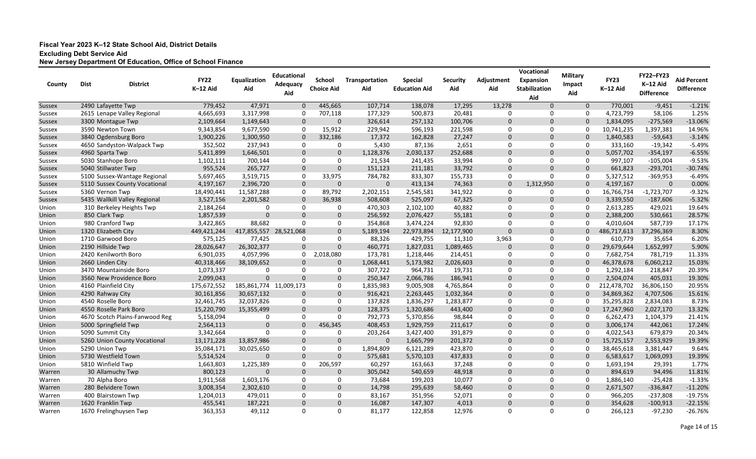**Fiscal Year 2023 K–12 State School Aid, District Details**
**Excluding Debt Service Aid**
**New Jersey Department Of Education, Office of School Finance**

| County | Dist | District | FY22 K–12 Aid | Equalization Aid | Educational Adequacy Aid | School Choice Aid | Transportation Aid | Special Education Aid | Security Aid | Adjustment Aid | Vocational Expansion Stabilization Aid | Military Impact Aid | FY23 K–12 Aid | FY22–FY23 K–12 Aid Difference | Aid Percent Difference |
|---|---|---|---|---|---|---|---|---|---|---|---|---|---|---|---|
| Sussex | 2490 | Lafayette Twp | 779,452 | 47,971 | 0 | 445,665 | 107,714 | 138,078 | 17,295 | 13,278 | 0 | 0 | 770,001 | -9,451 | -1.21% |
| Sussex | 2615 | Lenape Valley Regional | 4,665,693 | 3,317,998 | 0 | 707,118 | 177,329 | 500,873 | 20,481 | 0 | 0 | 0 | 4,723,799 | 58,106 | 1.25% |
| Sussex | 3300 | Montague Twp | 2,109,664 | 1,149,643 | 0 | 0 | 326,614 | 257,132 | 100,706 | 0 | 0 | 0 | 1,834,095 | -275,569 | -13.06% |
| Sussex | 3590 | Newton Town | 9,343,854 | 9,677,590 | 0 | 15,912 | 229,942 | 596,193 | 221,598 | 0 | 0 | 0 | 10,741,235 | 1,397,381 | 14.96% |
| Sussex | 3840 | Ogdensburg Boro | 1,900,226 | 1,300,950 | 0 | 332,186 | 17,372 | 162,828 | 27,247 | 0 | 0 | 0 | 1,840,583 | -59,643 | -3.14% |
| Sussex | 4650 | Sandyston-Walpack Twp | 352,502 | 237,943 | 0 | 0 | 5,430 | 87,136 | 2,651 | 0 | 0 | 0 | 333,160 | -19,342 | -5.49% |
| Sussex | 4960 | Sparta Twp | 5,411,899 | 1,646,501 | 0 | 0 | 1,128,376 | 2,030,137 | 252,688 | 0 | 0 | 0 | 5,057,702 | -354,197 | -6.55% |
| Sussex | 5030 | Stanhope Boro | 1,102,111 | 700,144 | 0 | 0 | 21,534 | 241,435 | 33,994 | 0 | 0 | 0 | 997,107 | -105,004 | -9.53% |
| Sussex | 5040 | Stillwater Twp | 955,524 | 265,727 | 0 | 0 | 151,123 | 211,181 | 33,792 | 0 | 0 | 0 | 661,823 | -293,701 | -30.74% |
| Sussex | 5100 | Sussex-Wantage Regional | 5,697,465 | 3,519,715 | 0 | 33,975 | 784,782 | 833,307 | 155,733 | 0 | 0 | 0 | 5,327,512 | -369,953 | -6.49% |
| Sussex | 5110 | Sussex County Vocational | 4,197,167 | 2,396,720 | 0 | 0 | 0 | 413,134 | 74,363 | 0 | 1,312,950 | 0 | 4,197,167 | 0 | 0.00% |
| Sussex | 5360 | Vernon Twp | 18,490,441 | 11,587,288 | 0 | 89,792 | 2,202,151 | 2,545,581 | 341,922 | 0 | 0 | 0 | 16,766,734 | -1,723,707 | -9.32% |
| Sussex | 5435 | Wallkill Valley Regional | 3,527,156 | 2,201,582 | 0 | 36,938 | 508,608 | 525,097 | 67,325 | 0 | 0 | 0 | 3,339,550 | -187,606 | -5.32% |
| Union | 310 | Berkeley Heights Twp | 2,184,264 | 0 | 0 | 0 | 470,303 | 2,102,100 | 40,882 | 0 | 0 | 0 | 2,613,285 | 429,021 | 19.64% |
| Union | 850 | Clark Twp | 1,857,539 | 0 | 0 | 0 | 256,592 | 2,076,427 | 55,181 | 0 | 0 | 0 | 2,388,200 | 530,661 | 28.57% |
| Union | 980 | Cranford Twp | 3,422,865 | 88,682 | 0 | 0 | 354,868 | 3,474,224 | 92,830 | 0 | 0 | 0 | 4,010,604 | 587,739 | 17.17% |
| Union | 1320 | Elizabeth City | 449,421,244 | 417,855,557 | 28,521,068 | 0 | 5,189,194 | 22,973,894 | 12,177,900 | 0 | 0 | 0 | 486,717,613 | 37,296,369 | 8.30% |
| Union | 1710 | Garwood Boro | 575,125 | 77,425 | 0 | 0 | 88,326 | 429,755 | 11,310 | 3,963 | 0 | 0 | 610,779 | 35,654 | 6.20% |
| Union | 2190 | Hillside Twp | 28,026,647 | 26,302,377 | 0 | 0 | 460,771 | 1,827,031 | 1,089,465 | 0 | 0 | 0 | 29,679,644 | 1,652,997 | 5.90% |
| Union | 2420 | Kenilworth Boro | 6,901,035 | 4,057,996 | 0 | 2,018,080 | 173,781 | 1,218,446 | 214,451 | 0 | 0 | 0 | 7,682,754 | 781,719 | 11.33% |
| Union | 2660 | Linden City | 40,318,466 | 38,109,652 | 0 | 0 | 1,068,441 | 5,173,982 | 2,026,603 | 0 | 0 | 0 | 46,378,678 | 6,060,212 | 15.03% |
| Union | 3470 | Mountainside Boro | 1,073,337 | 0 | 0 | 0 | 307,722 | 964,731 | 19,731 | 0 | 0 | 0 | 1,292,184 | 218,847 | 20.39% |
| Union | 3560 | New Providence Boro | 2,099,043 | 0 | 0 | 0 | 250,347 | 2,066,786 | 186,941 | 0 | 0 | 0 | 2,504,074 | 405,031 | 19.30% |
| Union | 4160 | Plainfield City | 175,672,552 | 185,861,774 | 11,009,173 | 0 | 1,835,983 | 9,005,908 | 4,765,864 | 0 | 0 | 0 | 212,478,702 | 36,806,150 | 20.95% |
| Union | 4290 | Rahway City | 30,161,856 | 30,657,132 | 0 | 0 | 916,421 | 2,263,445 | 1,032,364 | 0 | 0 | 0 | 34,869,362 | 4,707,506 | 15.61% |
| Union | 4540 | Roselle Boro | 32,461,745 | 32,037,826 | 0 | 0 | 137,828 | 1,836,297 | 1,283,877 | 0 | 0 | 0 | 35,295,828 | 2,834,083 | 8.73% |
| Union | 4550 | Roselle Park Boro | 15,220,790 | 15,355,499 | 0 | 0 | 128,375 | 1,320,686 | 443,400 | 0 | 0 | 0 | 17,247,960 | 2,027,170 | 13.32% |
| Union | 4670 | Scotch Plains-Fanwood Reg | 5,158,094 | 0 | 0 | 0 | 792,773 | 5,370,856 | 98,844 | 0 | 0 | 0 | 6,262,473 | 1,104,379 | 21.41% |
| Union | 5000 | Springfield Twp | 2,564,113 | 0 | 0 | 456,345 | 408,453 | 1,929,759 | 211,617 | 0 | 0 | 0 | 3,006,174 | 442,061 | 17.24% |
| Union | 5090 | Summit City | 3,342,664 | 0 | 0 | 0 | 203,264 | 3,427,400 | 391,879 | 0 | 0 | 0 | 4,022,543 | 679,879 | 20.34% |
| Union | 5260 | Union County Vocational | 13,171,228 | 13,857,986 | 0 | 0 | 0 | 1,665,799 | 201,372 | 0 | 0 | 0 | 15,725,157 | 2,553,929 | 19.39% |
| Union | 5290 | Union Twp | 35,084,171 | 30,025,650 | 0 | 0 | 1,894,809 | 6,121,289 | 423,870 | 0 | 0 | 0 | 38,465,618 | 3,381,447 | 9.64% |
| Union | 5730 | Westfield Town | 5,514,524 | 0 | 0 | 0 | 575,681 | 5,570,103 | 437,833 | 0 | 0 | 0 | 6,583,617 | 1,069,093 | 19.39% |
| Union | 5810 | Winfield Twp | 1,663,803 | 1,225,389 | 0 | 206,597 | 60,297 | 163,663 | 37,248 | 0 | 0 | 0 | 1,693,194 | 29,391 | 1.77% |
| Warren | 30 | Allamuchy Twp | 800,123 | 0 | 0 | 0 | 305,042 | 540,659 | 48,918 | 0 | 0 | 0 | 894,619 | 94,496 | 11.81% |
| Warren | 70 | Alpha Boro | 1,911,568 | 1,603,176 | 0 | 0 | 73,684 | 199,203 | 10,077 | 0 | 0 | 0 | 1,886,140 | -25,428 | -1.33% |
| Warren | 280 | Belvidere Town | 3,008,354 | 2,302,610 | 0 | 0 | 14,798 | 295,639 | 58,460 | 0 | 0 | 0 | 2,671,507 | -336,847 | -11.20% |
| Warren | 400 | Blairstown Twp | 1,204,013 | 479,011 | 0 | 0 | 83,167 | 351,956 | 52,071 | 0 | 0 | 0 | 966,205 | -237,808 | -19.75% |
| Warren | 1620 | Franklin Twp | 455,541 | 187,221 | 0 | 0 | 16,087 | 147,307 | 4,013 | 0 | 0 | 0 | 354,628 | -100,913 | -22.15% |
| Warren | 1670 | Frelinghuysen Twp | 363,353 | 49,112 | 0 | 0 | 81,177 | 122,858 | 12,976 | 0 | 0 | 0 | 266,123 | -97,230 | -26.76% |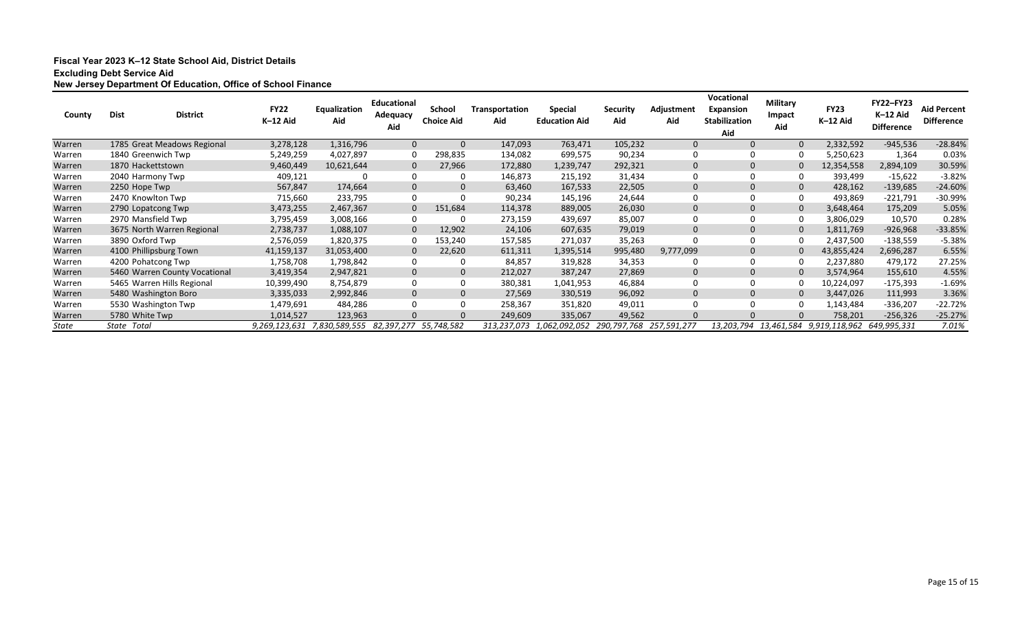**Fiscal Year 2023 K–12 State School Aid, District Details**
**Excluding Debt Service Aid**
**New Jersey Department Of Education, Office of School Finance**

| County | Dist | District | FY22 K–12 Aid | Equalization Aid | Educational Adequacy Aid | School Choice Aid | Transportation Aid | Special Education Aid | Security Aid | Adjustment Aid | Vocational Expansion Stabilization Aid | Military Impact Aid | FY23 K–12 Aid | FY22–FY23 K–12 Aid Difference | Aid Percent Difference |
|---|---|---|---|---|---|---|---|---|---|---|---|---|---|---|---|
| Warren | 1785 | Great Meadows Regional | 3,278,128 | 1,316,796 | 0 | 0 | 147,093 | 763,471 | 105,232 | 0 | 0 | 0 | 2,332,592 | -945,536 | -28.84% |
| Warren | 1840 | Greenwich Twp | 5,249,259 | 4,027,897 | 0 | 298,835 | 134,082 | 699,575 | 90,234 | 0 | 0 | 0 | 5,250,623 | 1,364 | 0.03% |
| Warren | 1870 | Hackettstown | 9,460,449 | 10,621,644 | 0 | 27,966 | 172,880 | 1,239,747 | 292,321 | 0 | 0 | 0 | 12,354,558 | 2,894,109 | 30.59% |
| Warren | 2040 | Harmony Twp | 409,121 | 0 | 0 | 0 | 146,873 | 215,192 | 31,434 | 0 | 0 | 0 | 393,499 | -15,622 | -3.82% |
| Warren | 2250 | Hope Twp | 567,847 | 174,664 | 0 | 0 | 63,460 | 167,533 | 22,505 | 0 | 0 | 0 | 428,162 | -139,685 | -24.60% |
| Warren | 2470 | Knowlton Twp | 715,660 | 233,795 | 0 | 0 | 90,234 | 145,196 | 24,644 | 0 | 0 | 0 | 493,869 | -221,791 | -30.99% |
| Warren | 2790 | Lopatcong Twp | 3,473,255 | 2,467,367 | 0 | 151,684 | 114,378 | 889,005 | 26,030 | 0 | 0 | 0 | 3,648,464 | 175,209 | 5.05% |
| Warren | 2970 | Mansfield Twp | 3,795,459 | 3,008,166 | 0 | 0 | 273,159 | 439,697 | 85,007 | 0 | 0 | 0 | 3,806,029 | 10,570 | 0.28% |
| Warren | 3675 | North Warren Regional | 2,738,737 | 1,088,107 | 0 | 12,902 | 24,106 | 607,635 | 79,019 | 0 | 0 | 0 | 1,811,769 | -926,968 | -33.85% |
| Warren | 3890 | Oxford Twp | 2,576,059 | 1,820,375 | 0 | 153,240 | 157,585 | 271,037 | 35,263 | 0 | 0 | 0 | 2,437,500 | -138,559 | -5.38% |
| Warren | 4100 | Phillipsburg Town | 41,159,137 | 31,053,400 | 0 | 22,620 | 611,311 | 1,395,514 | 995,480 | 9,777,099 | 0 | 0 | 43,855,424 | 2,696,287 | 6.55% |
| Warren | 4200 | Pohatcong Twp | 1,758,708 | 1,798,842 | 0 | 0 | 84,857 | 319,828 | 34,353 | 0 | 0 | 0 | 2,237,880 | 479,172 | 27.25% |
| Warren | 5460 | Warren County Vocational | 3,419,354 | 2,947,821 | 0 | 0 | 212,027 | 387,247 | 27,869 | 0 | 0 | 0 | 3,574,964 | 155,610 | 4.55% |
| Warren | 5465 | Warren Hills Regional | 10,399,490 | 8,754,879 | 0 | 0 | 380,381 | 1,041,953 | 46,884 | 0 | 0 | 0 | 10,224,097 | -175,393 | -1.69% |
| Warren | 5480 | Washington Boro | 3,335,033 | 2,992,846 | 0 | 0 | 27,569 | 330,519 | 96,092 | 0 | 0 | 0 | 3,447,026 | 111,993 | 3.36% |
| Warren | 5530 | Washington Twp | 1,479,691 | 484,286 | 0 | 0 | 258,367 | 351,820 | 49,011 | 0 | 0 | 0 | 1,143,484 | -336,207 | -22.72% |
| Warren | 5780 | White Twp | 1,014,527 | 123,963 | 0 | 0 | 249,609 | 335,067 | 49,562 | 0 | 0 | 0 | 758,201 | -256,326 | -25.27% |
| *State* | *State* | *Total* | *9,269,123,631* | *7,830,589,555* | *82,397,277* | *55,748,582* | *313,237,073* | *1,062,092,052* | *290,797,768* | *257,591,277* | *13,203,794* | *13,461,584* | *9,919,118,962* | *649,995,331* | *7.01%* |